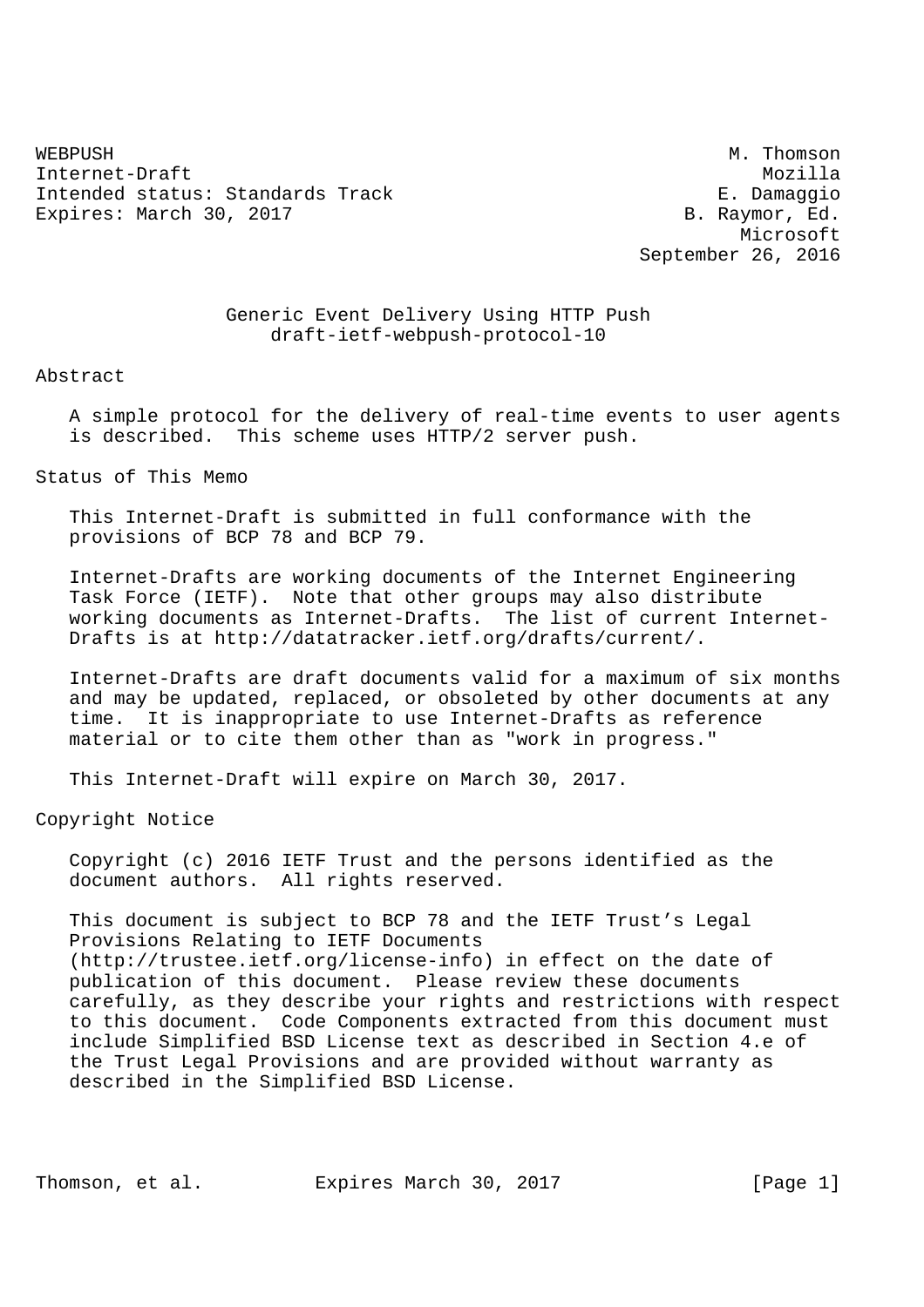WEBPUSH M. Thomson
Internet-Draft Mozilla
Intended status: Standards Track E. Damaggio
Expires: March 30, 2017 B. Raymor, Ed.
Microsoft
September 26, 2016

# Generic Event Delivery Using HTTP Push
draft-ietf-webpush-protocol-10

## Abstract

A simple protocol for the delivery of real-time events to user agents is described. This scheme uses HTTP/2 server push.

## Status of This Memo

This Internet-Draft is submitted in full conformance with the provisions of BCP 78 and BCP 79.

Internet-Drafts are working documents of the Internet Engineering Task Force (IETF). Note that other groups may also distribute working documents as Internet-Drafts. The list of current Internet-Drafts is at http://datatracker.ietf.org/drafts/current/.

Internet-Drafts are draft documents valid for a maximum of six months and may be updated, replaced, or obsoleted by other documents at any time. It is inappropriate to use Internet-Drafts as reference material or to cite them other than as "work in progress."

This Internet-Draft will expire on March 30, 2017.

## Copyright Notice

Copyright (c) 2016 IETF Trust and the persons identified as the document authors. All rights reserved.

This document is subject to BCP 78 and the IETF Trust's Legal Provisions Relating to IETF Documents (http://trustee.ietf.org/license-info) in effect on the date of publication of this document. Please review these documents carefully, as they describe your rights and restrictions with respect to this document. Code Components extracted from this document must include Simplified BSD License text as described in Section 4.e of the Trust Legal Provisions and are provided without warranty as described in the Simplified BSD License.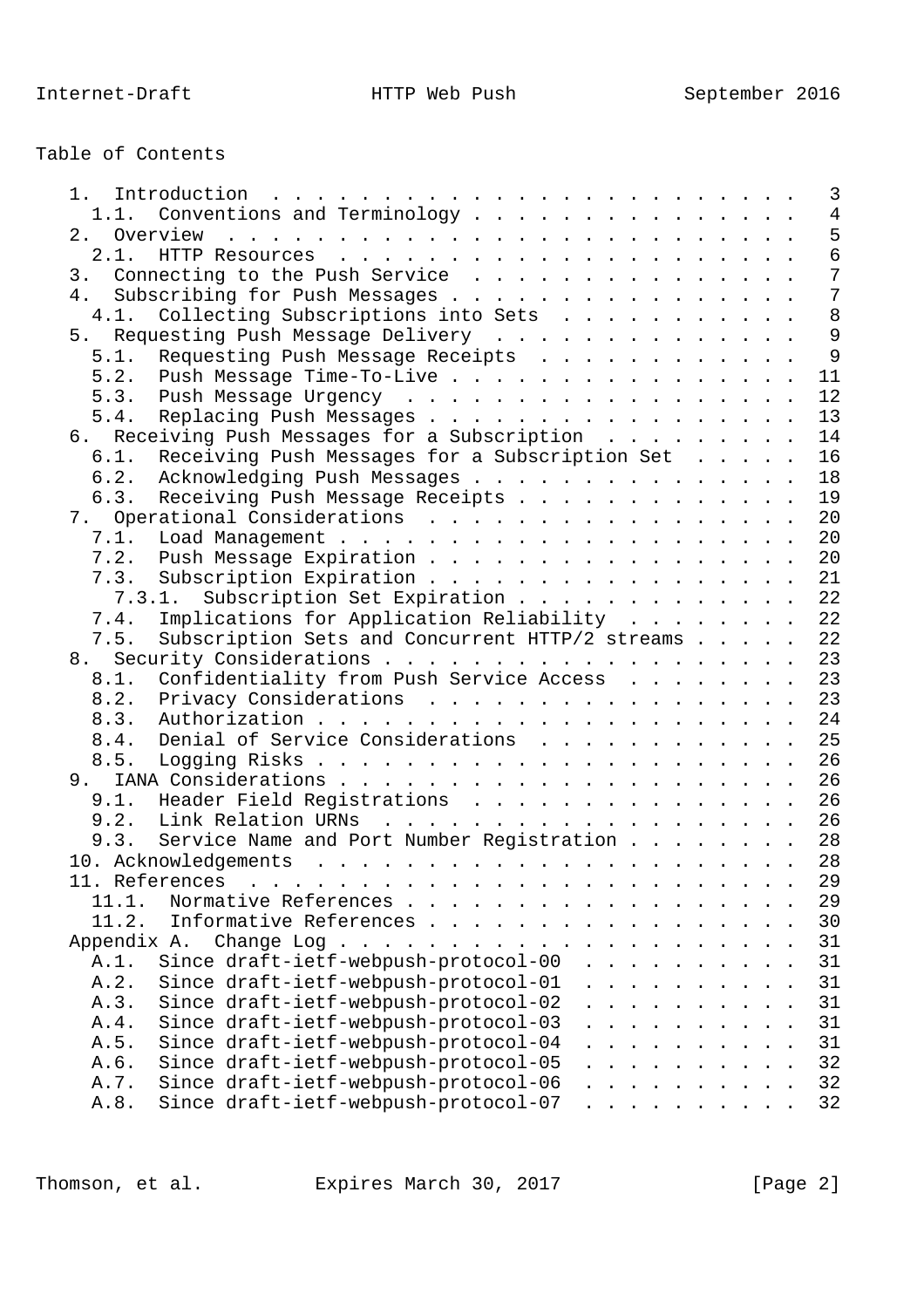Table of Contents

```
   1.  Introduction  . . . . . . . . . . . . . . . . . . . . . . . .   3
     1.1.  Conventions and Terminology . . . . . . . . . . . . . . .   4
   2.  Overview  . . . . . . . . . . . . . . . . . . . . . . . . . .   5
     2.1.  HTTP Resources  . . . . . . . . . . . . . . . . . . . . .   6
   3.  Connecting to the Push Service  . . . . . . . . . . . . . . .   7
   4.  Subscribing for Push Messages . . . . . . . . . . . . . . . .   7
     4.1.  Collecting Subscriptions into Sets  . . . . . . . . . . .   8
   5.  Requesting Push Message Delivery  . . . . . . . . . . . . . .   9
     5.1.  Requesting Push Message Receipts  . . . . . . . . . . . .   9
     5.2.  Push Message Time-To-Live . . . . . . . . . . . . . . . .  11
     5.3.  Push Message Urgency  . . . . . . . . . . . . . . . . . .  12
     5.4.  Replacing Push Messages . . . . . . . . . . . . . . . . .  13
   6.  Receiving Push Messages for a Subscription  . . . . . . . . .  14
     6.1.  Receiving Push Messages for a Subscription Set  . . . . .  16
     6.2.  Acknowledging Push Messages . . . . . . . . . . . . . . .  18
     6.3.  Receiving Push Message Receipts . . . . . . . . . . . . .  19
   7.  Operational Considerations  . . . . . . . . . . . . . . . . .  20
     7.1.  Load Management . . . . . . . . . . . . . . . . . . . . .  20
     7.2.  Push Message Expiration . . . . . . . . . . . . . . . . .  20
     7.3.  Subscription Expiration . . . . . . . . . . . . . . . . .  21
       7.3.1.  Subscription Set Expiration . . . . . . . . . . . . .  22
     7.4.  Implications for Application Reliability  . . . . . . . .  22
     7.5.  Subscription Sets and Concurrent HTTP/2 streams . . . . .  22
   8.  Security Considerations . . . . . . . . . . . . . . . . . . .  23
     8.1.  Confidentiality from Push Service Access  . . . . . . . .  23
     8.2.  Privacy Considerations  . . . . . . . . . . . . . . . . .  23
     8.3.  Authorization . . . . . . . . . . . . . . . . . . . . . .  24
     8.4.  Denial of Service Considerations  . . . . . . . . . . . .  25
     8.5.  Logging Risks . . . . . . . . . . . . . . . . . . . . . .  26
   9.  IANA Considerations . . . . . . . . . . . . . . . . . . . . .  26
     9.1.  Header Field Registrations  . . . . . . . . . . . . . . .  26
     9.2.  Link Relation URNs  . . . . . . . . . . . . . . . . . . .  26
     9.3.  Service Name and Port Number Registration . . . . . . . .  28
   10. Acknowledgements  . . . . . . . . . . . . . . . . . . . . . .  28
   11. References  . . . . . . . . . . . . . . . . . . . . . . . . .  29
     11.1.  Normative References . . . . . . . . . . . . . . . . . .  29
     11.2.  Informative References . . . . . . . . . . . . . . . . .  30
   Appendix A.  Change Log . . . . . . . . . . . . . . . . . . . . .  31
     A.1.  Since draft-ietf-webpush-protocol-00  . . . . . . . . . .  31
     A.2.  Since draft-ietf-webpush-protocol-01  . . . . . . . . . .  31
     A.3.  Since draft-ietf-webpush-protocol-02  . . . . . . . . . .  31
     A.4.  Since draft-ietf-webpush-protocol-03  . . . . . . . . . .  31
     A.5.  Since draft-ietf-webpush-protocol-04  . . . . . . . . . .  31
     A.6.  Since draft-ietf-webpush-protocol-05  . . . . . . . . . .  32
     A.7.  Since draft-ietf-webpush-protocol-06  . . . . . . . . . .  32
     A.8.  Since draft-ietf-webpush-protocol-07  . . . . . . . . . .  32
```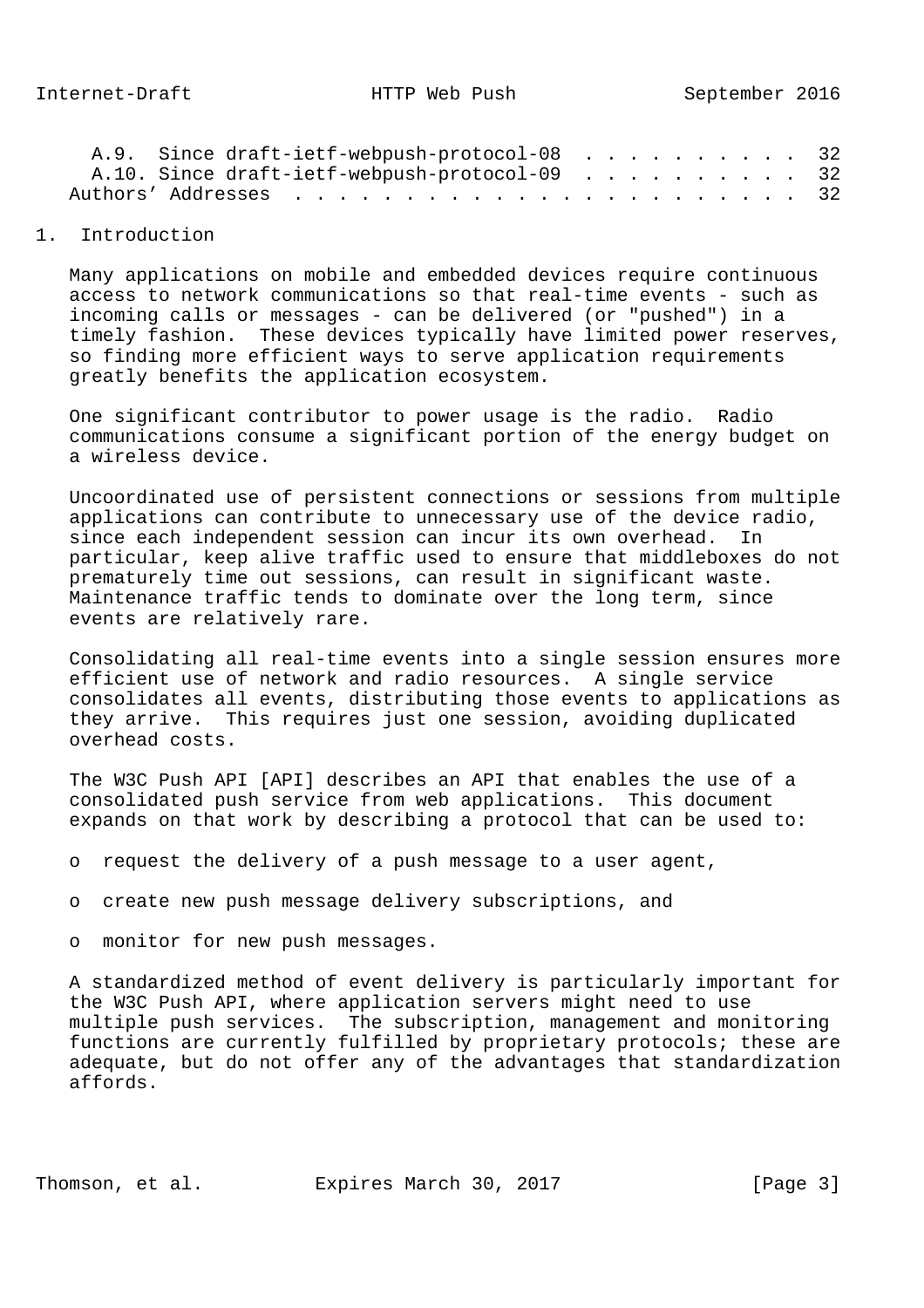A.9. Since draft-ietf-webpush-protocol-08 . . . . . . . . . . 32
A.10. Since draft-ietf-webpush-protocol-09 . . . . . . . . . . 32
Authors' Addresses . . . . . . . . . . . . . . . . . . . . . . . 32

## 1. Introduction

Many applications on mobile and embedded devices require continuous access to network communications so that real-time events - such as incoming calls or messages - can be delivered (or "pushed") in a timely fashion. These devices typically have limited power reserves, so finding more efficient ways to serve application requirements greatly benefits the application ecosystem.

One significant contributor to power usage is the radio. Radio communications consume a significant portion of the energy budget on a wireless device.

Uncoordinated use of persistent connections or sessions from multiple applications can contribute to unnecessary use of the device radio, since each independent session can incur its own overhead. In particular, keep alive traffic used to ensure that middleboxes do not prematurely time out sessions, can result in significant waste. Maintenance traffic tends to dominate over the long term, since events are relatively rare.

Consolidating all real-time events into a single session ensures more efficient use of network and radio resources. A single service consolidates all events, distributing those events to applications as they arrive. This requires just one session, avoiding duplicated overhead costs.

The W3C Push API [API] describes an API that enables the use of a consolidated push service from web applications. This document expands on that work by describing a protocol that can be used to:

- request the delivery of a push message to a user agent,
- create new push message delivery subscriptions, and
- monitor for new push messages.

A standardized method of event delivery is particularly important for the W3C Push API, where application servers might need to use multiple push services. The subscription, management and monitoring functions are currently fulfilled by proprietary protocols; these are adequate, but do not offer any of the advantages that standardization affords.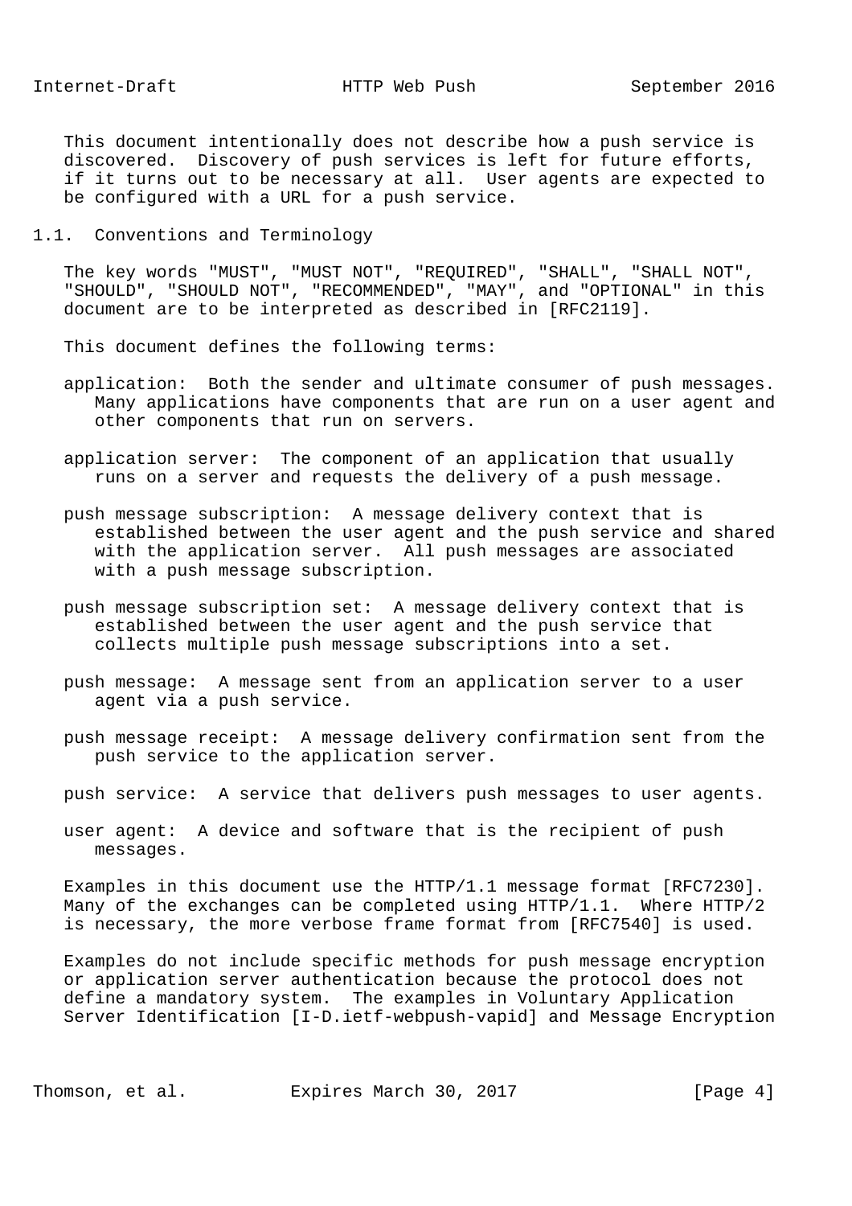This document intentionally does not describe how a push service is discovered. Discovery of push services is left for future efforts, if it turns out to be necessary at all. User agents are expected to be configured with a URL for a push service.

## 1.1. Conventions and Terminology

The key words "MUST", "MUST NOT", "REQUIRED", "SHALL", "SHALL NOT", "SHOULD", "SHOULD NOT", "RECOMMENDED", "MAY", and "OPTIONAL" in this document are to be interpreted as described in [RFC2119].

This document defines the following terms:

application: Both the sender and ultimate consumer of push messages. Many applications have components that are run on a user agent and other components that run on servers.

application server: The component of an application that usually runs on a server and requests the delivery of a push message.

push message subscription: A message delivery context that is established between the user agent and the push service and shared with the application server. All push messages are associated with a push message subscription.

push message subscription set: A message delivery context that is established between the user agent and the push service that collects multiple push message subscriptions into a set.

push message: A message sent from an application server to a user agent via a push service.

push message receipt: A message delivery confirmation sent from the push service to the application server.

push service: A service that delivers push messages to user agents.

user agent: A device and software that is the recipient of push messages.

Examples in this document use the HTTP/1.1 message format [RFC7230]. Many of the exchanges can be completed using HTTP/1.1. Where HTTP/2 is necessary, the more verbose frame format from [RFC7540] is used.

Examples do not include specific methods for push message encryption or application server authentication because the protocol does not define a mandatory system. The examples in Voluntary Application Server Identification [I-D.ietf-webpush-vapid] and Message Encryption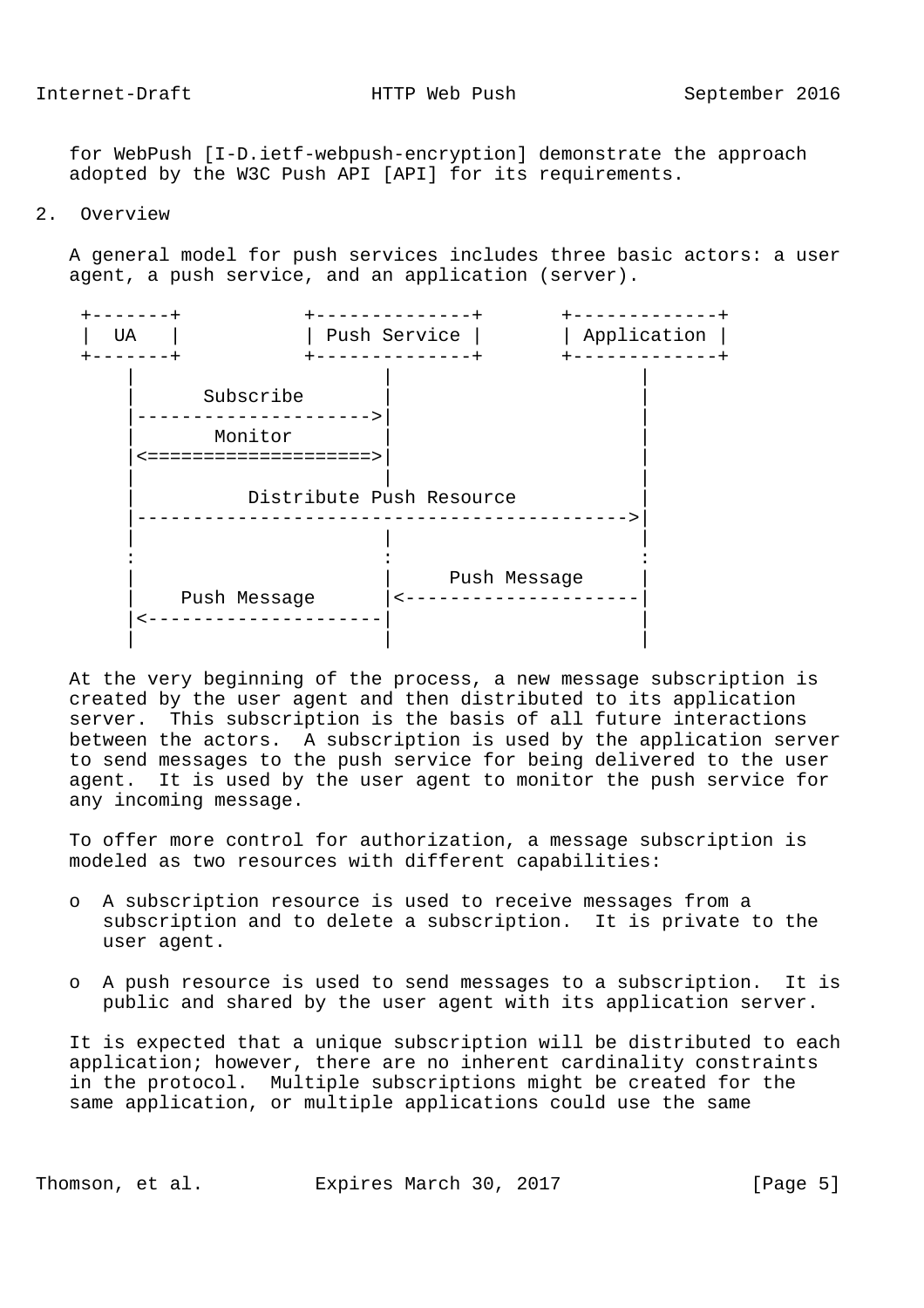for WebPush [I-D.ietf-webpush-encryption] demonstrate the approach adopted by the W3C Push API [API] for its requirements.

## 2. Overview

A general model for push services includes three basic actors: a user agent, a push service, and an application (server).

```
 +-------+           +--------------+       +-------------+
 |  UA   |           | Push Service |       | Application |
 +-------+           +--------------+       +-------------+
     |                      |                      |
     |      Subscribe       |                      |
     |--------------------->|                      |
     |       Monitor        |                      |
     |<====================>|                      |
     |                      |                      |
     |          Distribute Push Resource           |
     |-------------------------------------------->|
     |                      |                      |
     :                      :                      :
     |                      |     Push Message     |
     |    Push Message      |<---------------------|
     |<---------------------|                      |
     |                      |                      |
```

At the very beginning of the process, a new message subscription is created by the user agent and then distributed to its application server. This subscription is the basis of all future interactions between the actors. A subscription is used by the application server to send messages to the push service for being delivered to the user agent. It is used by the user agent to monitor the push service for any incoming message.

To offer more control for authorization, a message subscription is modeled as two resources with different capabilities:

- A subscription resource is used to receive messages from a subscription and to delete a subscription. It is private to the user agent.
- A push resource is used to send messages to a subscription. It is public and shared by the user agent with its application server.

It is expected that a unique subscription will be distributed to each application; however, there are no inherent cardinality constraints in the protocol. Multiple subscriptions might be created for the same application, or multiple applications could use the same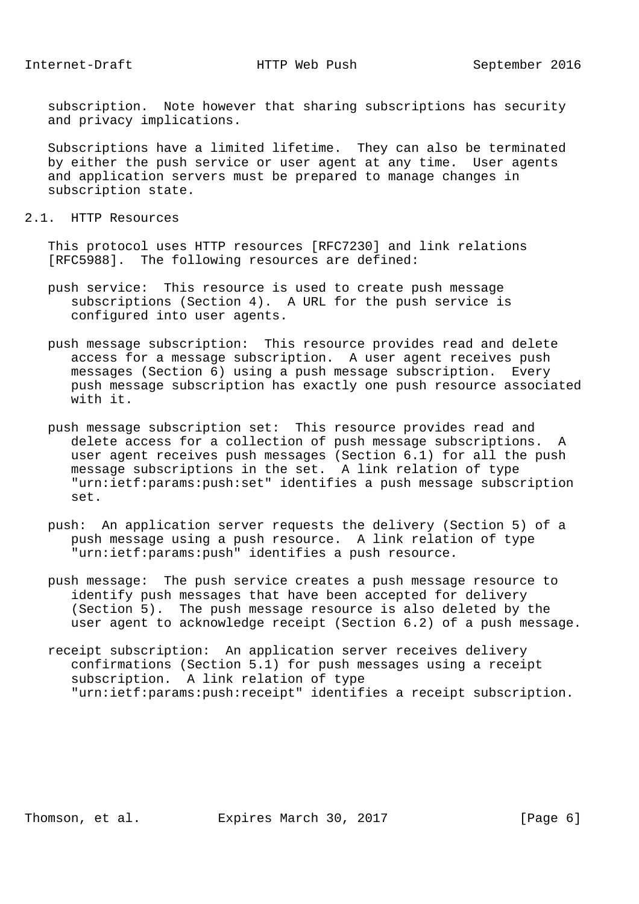subscription. Note however that sharing subscriptions has security and privacy implications.

Subscriptions have a limited lifetime. They can also be terminated by either the push service or user agent at any time. User agents and application servers must be prepared to manage changes in subscription state.

## 2.1. HTTP Resources

This protocol uses HTTP resources [RFC7230] and link relations [RFC5988]. The following resources are defined:

push service: This resource is used to create push message subscriptions (Section 4). A URL for the push service is configured into user agents.

push message subscription: This resource provides read and delete access for a message subscription. A user agent receives push messages (Section 6) using a push message subscription. Every push message subscription has exactly one push resource associated with it.

push message subscription set: This resource provides read and delete access for a collection of push message subscriptions. A user agent receives push messages (Section 6.1) for all the push message subscriptions in the set. A link relation of type "urn:ietf:params:push:set" identifies a push message subscription set.

push: An application server requests the delivery (Section 5) of a push message using a push resource. A link relation of type "urn:ietf:params:push" identifies a push resource.

push message: The push service creates a push message resource to identify push messages that have been accepted for delivery (Section 5). The push message resource is also deleted by the user agent to acknowledge receipt (Section 6.2) of a push message.

receipt subscription: An application server receives delivery confirmations (Section 5.1) for push messages using a receipt subscription. A link relation of type "urn:ietf:params:push:receipt" identifies a receipt subscription.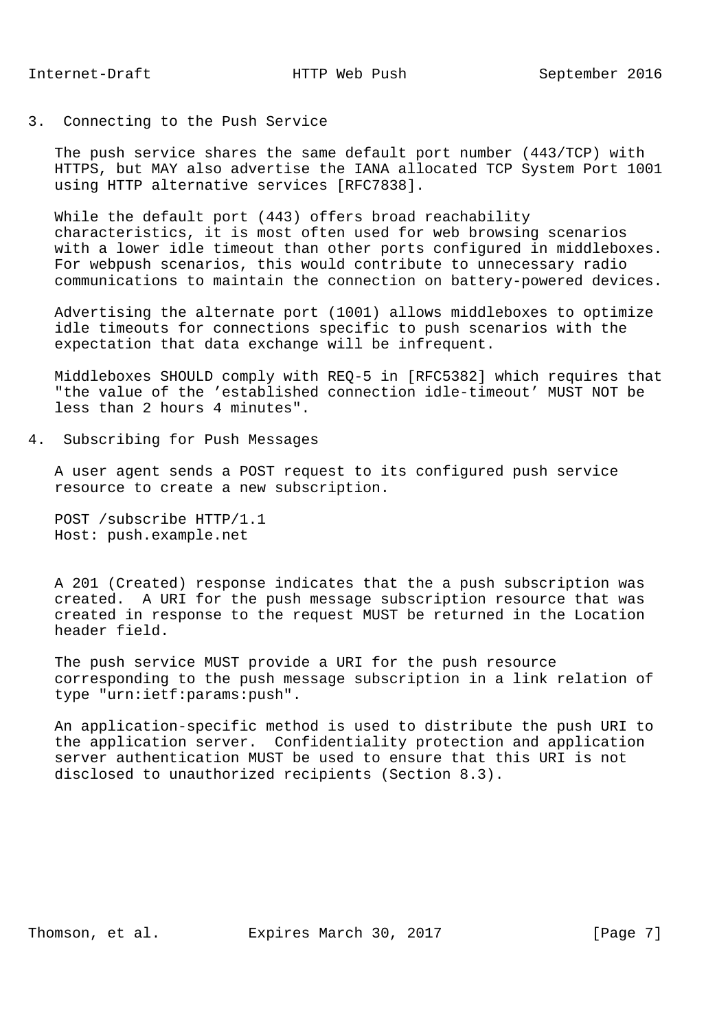## 3. Connecting to the Push Service

The push service shares the same default port number (443/TCP) with HTTPS, but MAY also advertise the IANA allocated TCP System Port 1001 using HTTP alternative services [RFC7838].

While the default port (443) offers broad reachability characteristics, it is most often used for web browsing scenarios with a lower idle timeout than other ports configured in middleboxes. For webpush scenarios, this would contribute to unnecessary radio communications to maintain the connection on battery-powered devices.

Advertising the alternate port (1001) allows middleboxes to optimize idle timeouts for connections specific to push scenarios with the expectation that data exchange will be infrequent.

Middleboxes SHOULD comply with REQ-5 in [RFC5382] which requires that "the value of the 'established connection idle-timeout' MUST NOT be less than 2 hours 4 minutes".

## 4. Subscribing for Push Messages

A user agent sends a POST request to its configured push service resource to create a new subscription.

```
POST /subscribe HTTP/1.1
Host: push.example.net
```

A 201 (Created) response indicates that the a push subscription was created. A URI for the push message subscription resource that was created in response to the request MUST be returned in the Location header field.

The push service MUST provide a URI for the push resource corresponding to the push message subscription in a link relation of type "urn:ietf:params:push".

An application-specific method is used to distribute the push URI to the application server. Confidentiality protection and application server authentication MUST be used to ensure that this URI is not disclosed to unauthorized recipients (Section 8.3).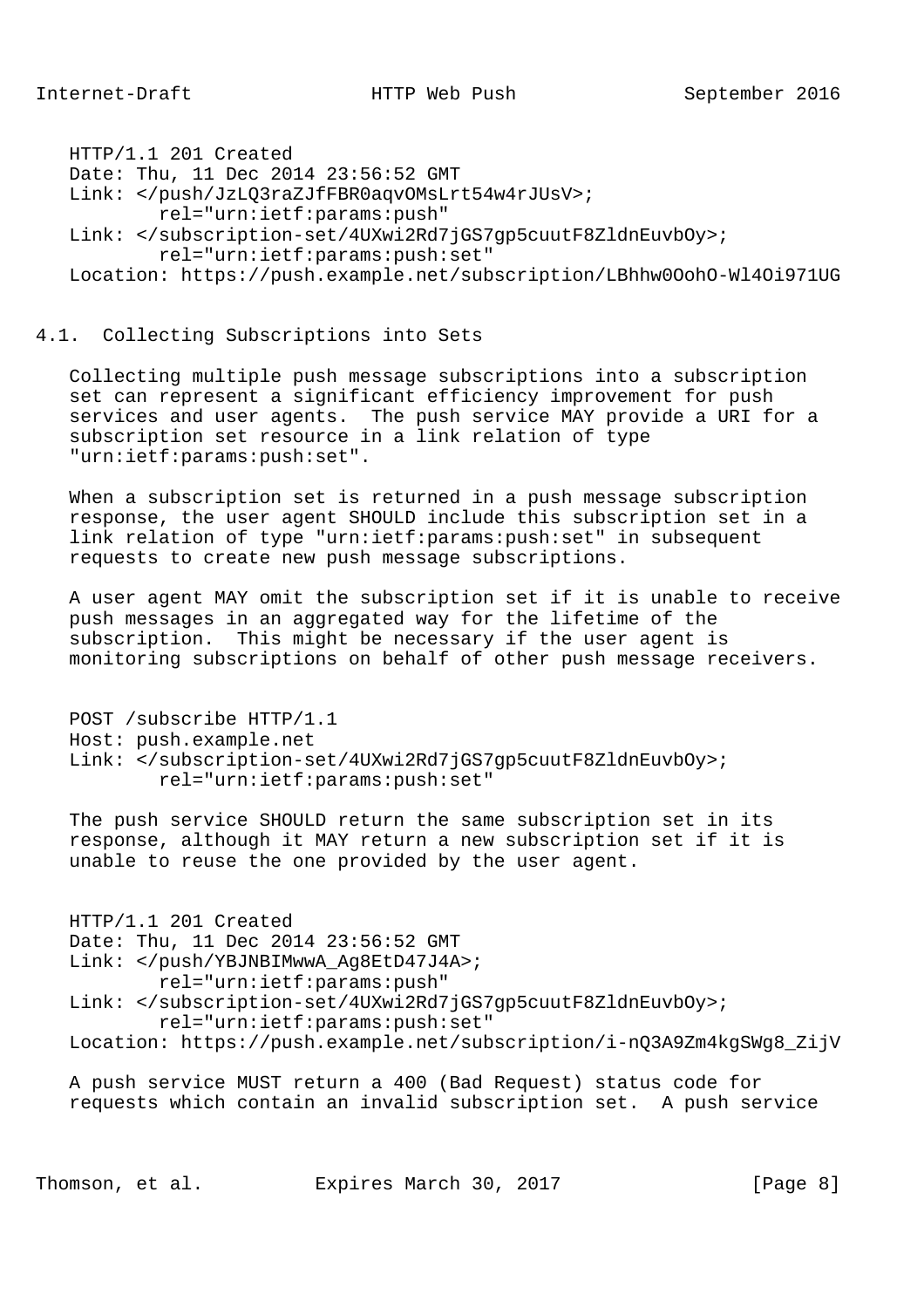```
HTTP/1.1 201 Created
Date: Thu, 11 Dec 2014 23:56:52 GMT
Link: </push/JzLQ3raZJfFBR0aqvOMsLrt54w4rJUsV>;
        rel="urn:ietf:params:push"
Link: </subscription-set/4UXwi2Rd7jGS7gp5cuutF8ZldnEuvbOy>;
        rel="urn:ietf:params:push:set"
Location: https://push.example.net/subscription/LBhhw0OohO-Wl4Oi971UG
```

### 4.1. Collecting Subscriptions into Sets

Collecting multiple push message subscriptions into a subscription set can represent a significant efficiency improvement for push services and user agents. The push service MAY provide a URI for a subscription set resource in a link relation of type "urn:ietf:params:push:set".

When a subscription set is returned in a push message subscription response, the user agent SHOULD include this subscription set in a link relation of type "urn:ietf:params:push:set" in subsequent requests to create new push message subscriptions.

A user agent MAY omit the subscription set if it is unable to receive push messages in an aggregated way for the lifetime of the subscription. This might be necessary if the user agent is monitoring subscriptions on behalf of other push message receivers.

```
POST /subscribe HTTP/1.1
Host: push.example.net
Link: </subscription-set/4UXwi2Rd7jGS7gp5cuutF8ZldnEuvbOy>;
        rel="urn:ietf:params:push:set"
```

The push service SHOULD return the same subscription set in its response, although it MAY return a new subscription set if it is unable to reuse the one provided by the user agent.

```
HTTP/1.1 201 Created
Date: Thu, 11 Dec 2014 23:56:52 GMT
Link: </push/YBJNBIMwwA_Ag8EtD47J4A>;
        rel="urn:ietf:params:push"
Link: </subscription-set/4UXwi2Rd7jGS7gp5cuutF8ZldnEuvbOy>;
        rel="urn:ietf:params:push:set"
Location: https://push.example.net/subscription/i-nQ3A9Zm4kgSWg8_ZijV
```

A push service MUST return a 400 (Bad Request) status code for requests which contain an invalid subscription set. A push service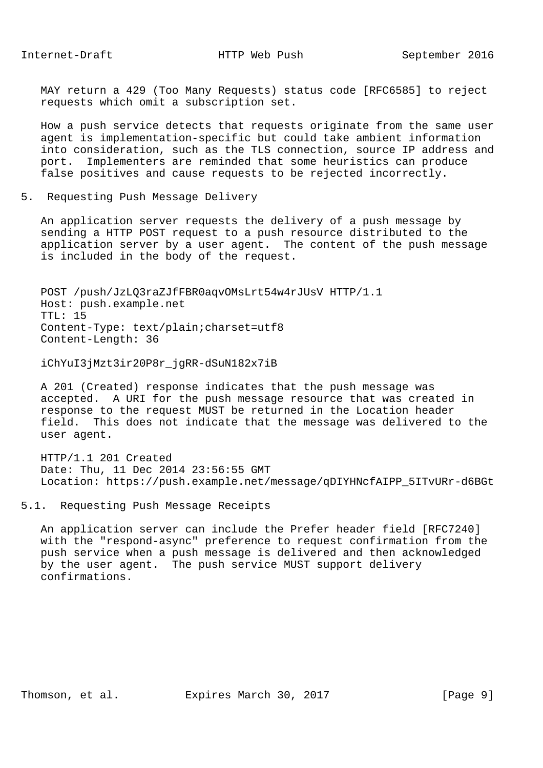MAY return a 429 (Too Many Requests) status code [RFC6585] to reject requests which omit a subscription set.

How a push service detects that requests originate from the same user agent is implementation-specific but could take ambient information into consideration, such as the TLS connection, source IP address and port. Implementers are reminded that some heuristics can produce false positives and cause requests to be rejected incorrectly.

## 5. Requesting Push Message Delivery

An application server requests the delivery of a push message by sending a HTTP POST request to a push resource distributed to the application server by a user agent. The content of the push message is included in the body of the request.

```
POST /push/JzLQ3raZJfFBR0aqvOMsLrt54w4rJUsV HTTP/1.1
Host: push.example.net
TTL: 15
Content-Type: text/plain;charset=utf8
Content-Length: 36

iChYuI3jMzt3ir20P8r_jgRR-dSuN182x7iB
```

A 201 (Created) response indicates that the push message was accepted. A URI for the push message resource that was created in response to the request MUST be returned in the Location header field. This does not indicate that the message was delivered to the user agent.

```
HTTP/1.1 201 Created
Date: Thu, 11 Dec 2014 23:56:55 GMT
Location: https://push.example.net/message/qDIYHNcfAIPP_5ITvURr-d6BGt
```

### 5.1. Requesting Push Message Receipts

An application server can include the Prefer header field [RFC7240] with the "respond-async" preference to request confirmation from the push service when a push message is delivered and then acknowledged by the user agent. The push service MUST support delivery confirmations.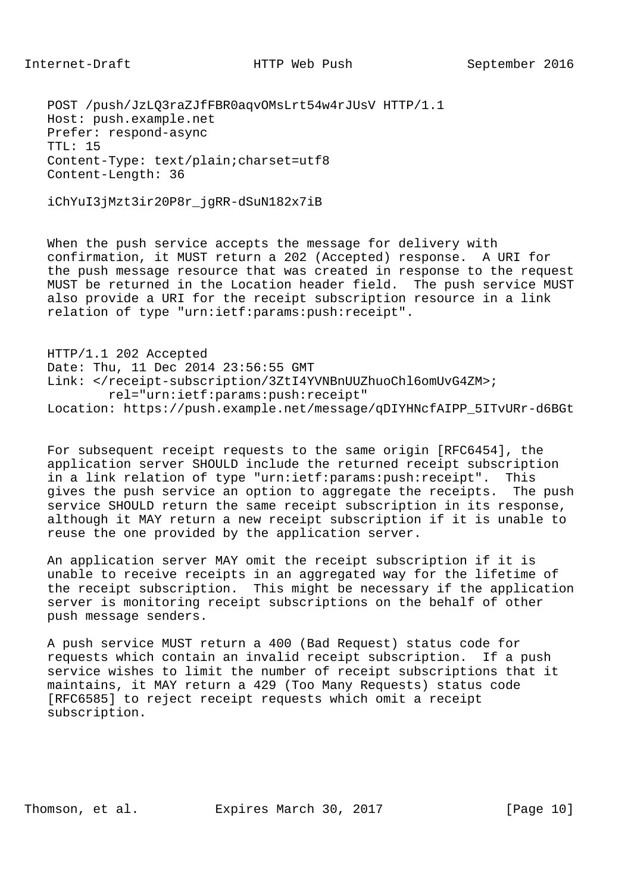```
POST /push/JzLQ3raZJfFBR0aqvOMsLrt54w4rJUsV HTTP/1.1
Host: push.example.net
Prefer: respond-async
TTL: 15
Content-Type: text/plain;charset=utf8
Content-Length: 36

iChYuI3jMzt3ir20P8r_jgRR-dSuN182x7iB
```

When the push service accepts the message for delivery with confirmation, it MUST return a 202 (Accepted) response. A URI for the push message resource that was created in response to the request MUST be returned in the Location header field. The push service MUST also provide a URI for the receipt subscription resource in a link relation of type "urn:ietf:params:push:receipt".

```
HTTP/1.1 202 Accepted
Date: Thu, 11 Dec 2014 23:56:55 GMT
Link: </receipt-subscription/3ZtI4YVNBnUUZhuoChl6omUvG4ZM>;
        rel="urn:ietf:params:push:receipt"
Location: https://push.example.net/message/qDIYHNcfAIPP_5ITvURr-d6BGt
```

For subsequent receipt requests to the same origin [RFC6454], the application server SHOULD include the returned receipt subscription in a link relation of type "urn:ietf:params:push:receipt". This gives the push service an option to aggregate the receipts. The push service SHOULD return the same receipt subscription in its response, although it MAY return a new receipt subscription if it is unable to reuse the one provided by the application server.

An application server MAY omit the receipt subscription if it is unable to receive receipts in an aggregated way for the lifetime of the receipt subscription. This might be necessary if the application server is monitoring receipt subscriptions on the behalf of other push message senders.

A push service MUST return a 400 (Bad Request) status code for requests which contain an invalid receipt subscription. If a push service wishes to limit the number of receipt subscriptions that it maintains, it MAY return a 429 (Too Many Requests) status code [RFC6585] to reject receipt requests which omit a receipt subscription.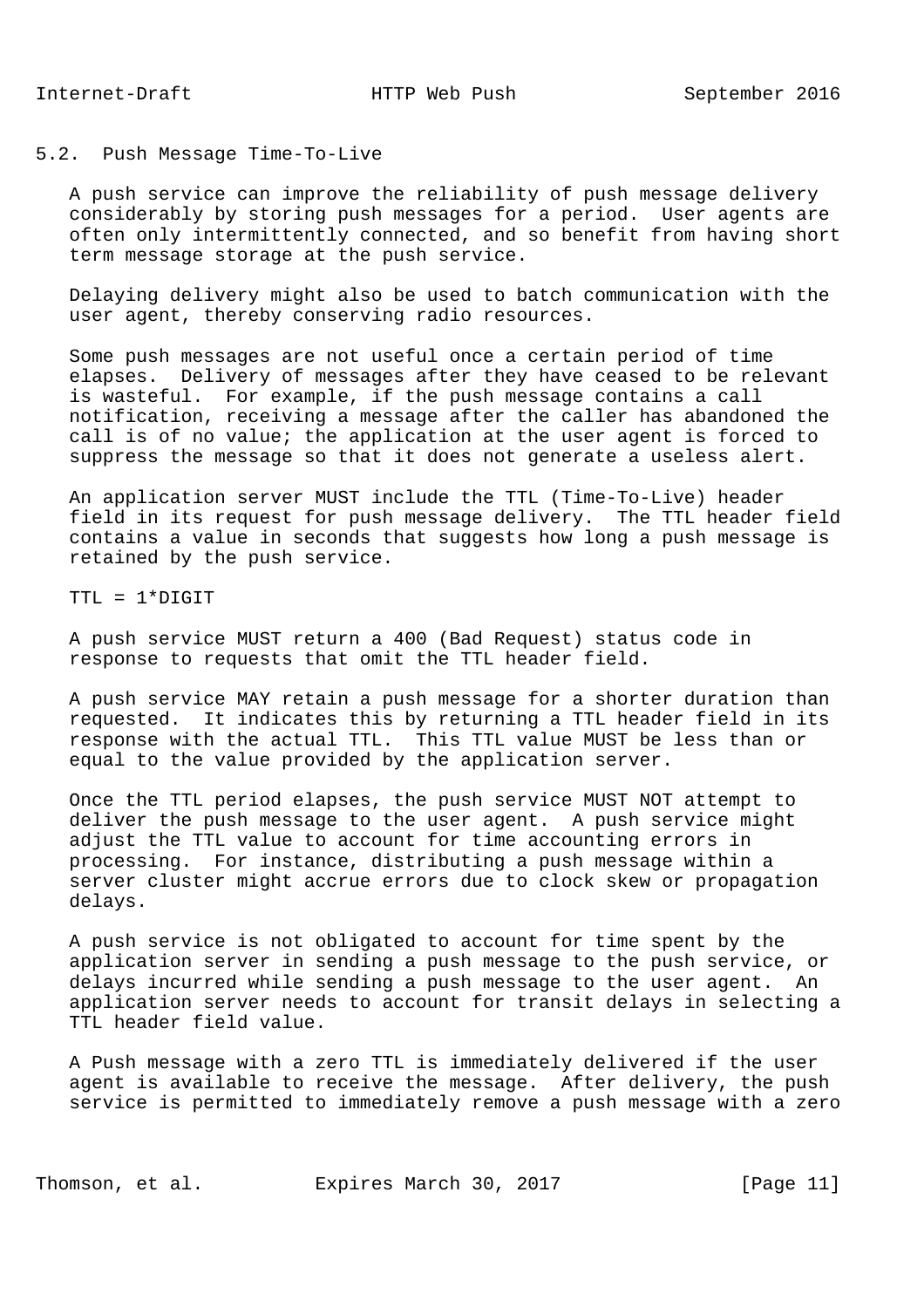## 5.2. Push Message Time-To-Live

A push service can improve the reliability of push message delivery considerably by storing push messages for a period. User agents are often only intermittently connected, and so benefit from having short term message storage at the push service.

Delaying delivery might also be used to batch communication with the user agent, thereby conserving radio resources.

Some push messages are not useful once a certain period of time elapses. Delivery of messages after they have ceased to be relevant is wasteful. For example, if the push message contains a call notification, receiving a message after the caller has abandoned the call is of no value; the application at the user agent is forced to suppress the message so that it does not generate a useless alert.

An application server MUST include the TTL (Time-To-Live) header field in its request for push message delivery. The TTL header field contains a value in seconds that suggests how long a push message is retained by the push service.

```
TTL = 1*DIGIT
```

A push service MUST return a 400 (Bad Request) status code in response to requests that omit the TTL header field.

A push service MAY retain a push message for a shorter duration than requested. It indicates this by returning a TTL header field in its response with the actual TTL. This TTL value MUST be less than or equal to the value provided by the application server.

Once the TTL period elapses, the push service MUST NOT attempt to deliver the push message to the user agent. A push service might adjust the TTL value to account for time accounting errors in processing. For instance, distributing a push message within a server cluster might accrue errors due to clock skew or propagation delays.

A push service is not obligated to account for time spent by the application server in sending a push message to the push service, or delays incurred while sending a push message to the user agent. An application server needs to account for transit delays in selecting a TTL header field value.

A Push message with a zero TTL is immediately delivered if the user agent is available to receive the message. After delivery, the push service is permitted to immediately remove a push message with a zero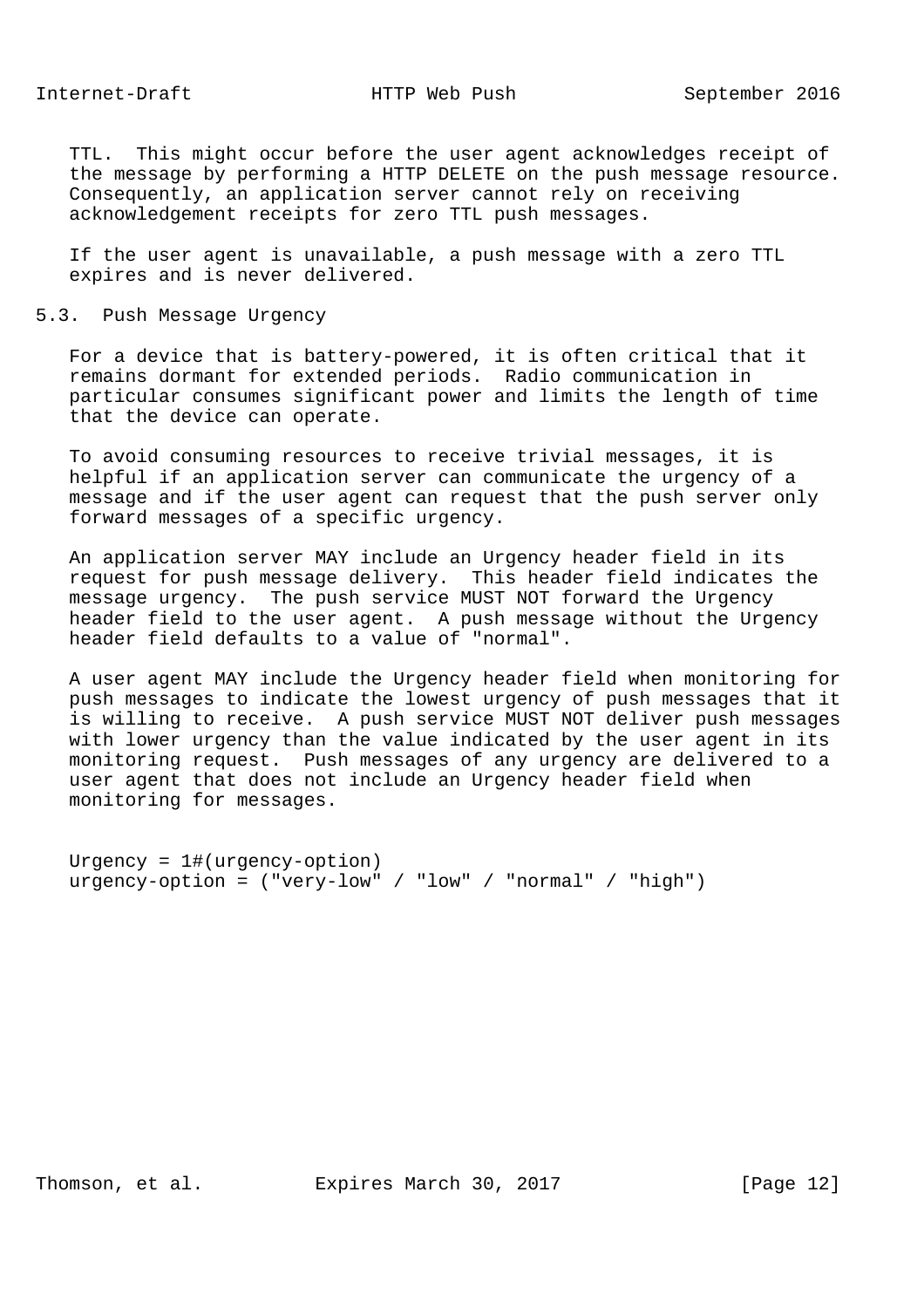TTL. This might occur before the user agent acknowledges receipt of the message by performing a HTTP DELETE on the push message resource. Consequently, an application server cannot rely on receiving acknowledgement receipts for zero TTL push messages.

If the user agent is unavailable, a push message with a zero TTL expires and is never delivered.

### 5.3. Push Message Urgency

For a device that is battery-powered, it is often critical that it remains dormant for extended periods. Radio communication in particular consumes significant power and limits the length of time that the device can operate.

To avoid consuming resources to receive trivial messages, it is helpful if an application server can communicate the urgency of a message and if the user agent can request that the push server only forward messages of a specific urgency.

An application server MAY include an Urgency header field in its request for push message delivery. This header field indicates the message urgency. The push service MUST NOT forward the Urgency header field to the user agent. A push message without the Urgency header field defaults to a value of "normal".

A user agent MAY include the Urgency header field when monitoring for push messages to indicate the lowest urgency of push messages that it is willing to receive. A push service MUST NOT deliver push messages with lower urgency than the value indicated by the user agent in its monitoring request. Push messages of any urgency are delivered to a user agent that does not include an Urgency header field when monitoring for messages.

```
Urgency = 1#(urgency-option)
urgency-option = ("very-low" / "low" / "normal" / "high")
```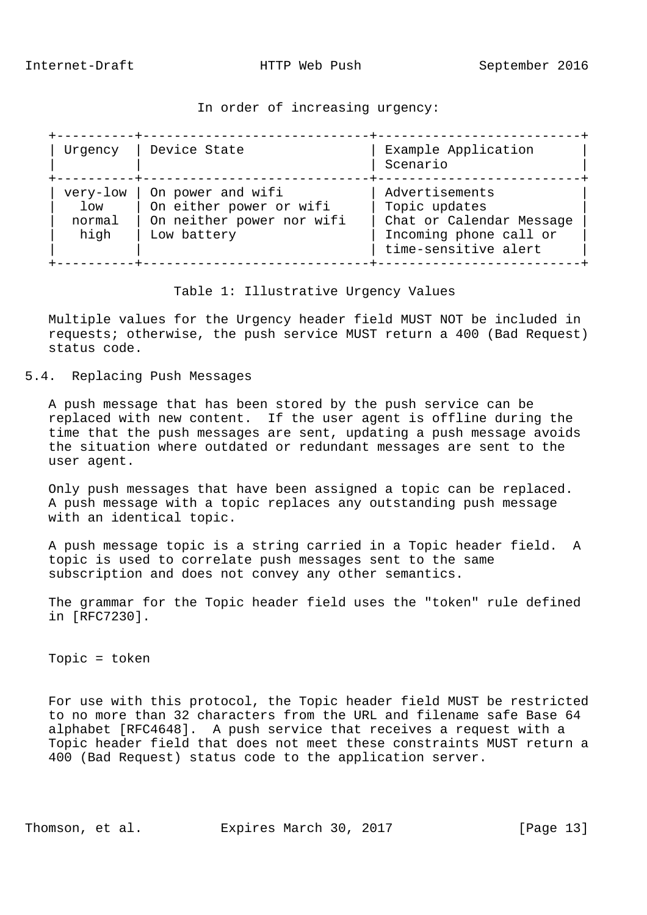In order of increasing urgency:

| Urgency | Device State | Example Application Scenario |
| --- | --- | --- |
| very-low | On power and wifi | Advertisements |
| low | On either power or wifi | Topic updates |
| normal | On neither power nor wifi | Chat or Calendar Message |
| high | Low battery | Incoming phone call or time-sensitive alert |

Table 1: Illustrative Urgency Values

Multiple values for the Urgency header field MUST NOT be included in requests; otherwise, the push service MUST return a 400 (Bad Request) status code.

## 5.4. Replacing Push Messages

A push message that has been stored by the push service can be replaced with new content. If the user agent is offline during the time that the push messages are sent, updating a push message avoids the situation where outdated or redundant messages are sent to the user agent.

Only push messages that have been assigned a topic can be replaced. A push message with a topic replaces any outstanding push message with an identical topic.

A push message topic is a string carried in a Topic header field. A topic is used to correlate push messages sent to the same subscription and does not convey any other semantics.

The grammar for the Topic header field uses the "token" rule defined in [RFC7230].

```
Topic = token
```

For use with this protocol, the Topic header field MUST be restricted to no more than 32 characters from the URL and filename safe Base 64 alphabet [RFC4648]. A push service that receives a request with a Topic header field that does not meet these constraints MUST return a 400 (Bad Request) status code to the application server.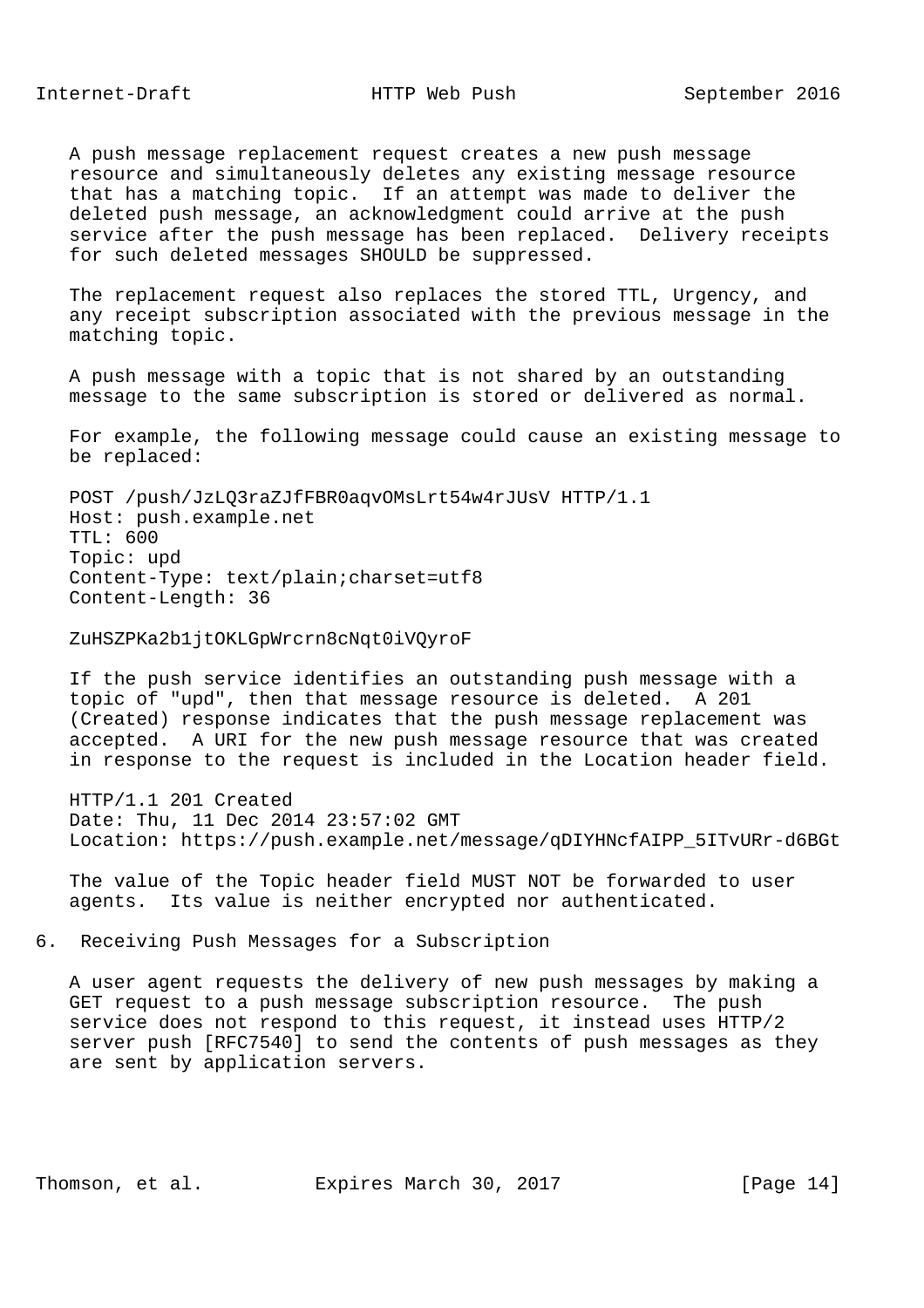A push message replacement request creates a new push message resource and simultaneously deletes any existing message resource that has a matching topic. If an attempt was made to deliver the deleted push message, an acknowledgment could arrive at the push service after the push message has been replaced. Delivery receipts for such deleted messages SHOULD be suppressed.

The replacement request also replaces the stored TTL, Urgency, and any receipt subscription associated with the previous message in the matching topic.

A push message with a topic that is not shared by an outstanding message to the same subscription is stored or delivered as normal.

For example, the following message could cause an existing message to be replaced:

```
POST /push/JzLQ3raZJfFBR0aqvOMsLrt54w4rJUsV HTTP/1.1
Host: push.example.net
TTL: 600
Topic: upd
Content-Type: text/plain;charset=utf8
Content-Length: 36

ZuHSZPKa2b1jtOKLGpWrcrn8cNqt0iVQyroF
```

If the push service identifies an outstanding push message with a topic of "upd", then that message resource is deleted. A 201 (Created) response indicates that the push message replacement was accepted. A URI for the new push message resource that was created in response to the request is included in the Location header field.

```
HTTP/1.1 201 Created
Date: Thu, 11 Dec 2014 23:57:02 GMT
Location: https://push.example.net/message/qDIYHNcfAIPP_5ITvURr-d6BGt
```

The value of the Topic header field MUST NOT be forwarded to user agents. Its value is neither encrypted nor authenticated.

# 6. Receiving Push Messages for a Subscription

A user agent requests the delivery of new push messages by making a GET request to a push message subscription resource. The push service does not respond to this request, it instead uses HTTP/2 server push [RFC7540] to send the contents of push messages as they are sent by application servers.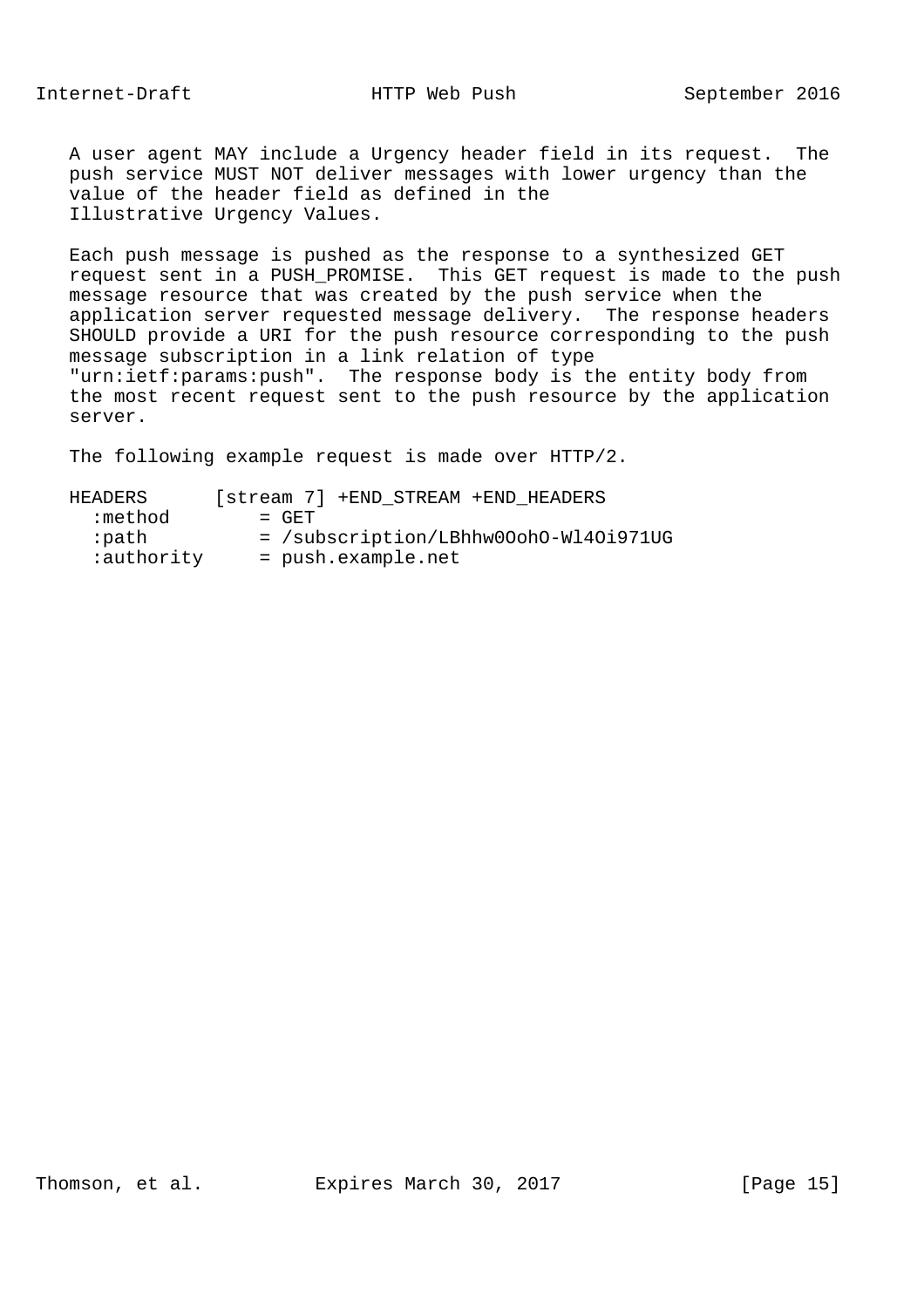A user agent MAY include a Urgency header field in its request. The push service MUST NOT deliver messages with lower urgency than the value of the header field as defined in the Illustrative Urgency Values.

Each push message is pushed as the response to a synthesized GET request sent in a PUSH_PROMISE. This GET request is made to the push message resource that was created by the push service when the application server requested message delivery. The response headers SHOULD provide a URI for the push resource corresponding to the push message subscription in a link relation of type "urn:ietf:params:push". The response body is the entity body from the most recent request sent to the push resource by the application server.

The following example request is made over HTTP/2.

```
HEADERS      [stream 7] +END_STREAM +END_HEADERS
  :method        = GET
  :path          = /subscription/LBhhw0OohO-Wl4Oi971UG
  :authority     = push.example.net
```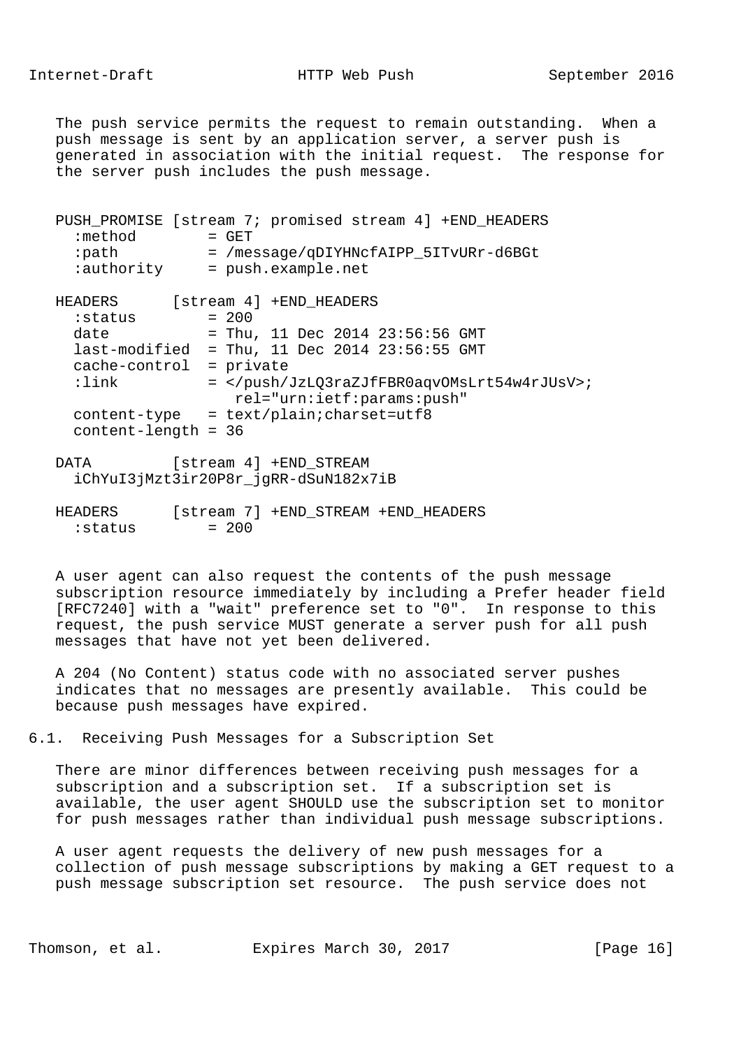The push service permits the request to remain outstanding. When a push message is sent by an application server, a server push is generated in association with the initial request. The response for the server push includes the push message.

```
PUSH_PROMISE [stream 7; promised stream 4] +END_HEADERS
  :method        = GET
  :path          = /message/qDIYHNcfAIPP_5ITvURr-d6BGt
  :authority     = push.example.net

HEADERS      [stream 4] +END_HEADERS
  :status        = 200
  date           = Thu, 11 Dec 2014 23:56:56 GMT
  last-modified  = Thu, 11 Dec 2014 23:56:55 GMT
  cache-control  = private
  :link          = </push/JzLQ3raZJfFBR0aqvOMsLrt54w4rJUsV>;
                     rel="urn:ietf:params:push"
  content-type   = text/plain;charset=utf8
  content-length = 36

DATA         [stream 4] +END_STREAM
  iChYuI3jMzt3ir20P8r_jgRR-dSuN182x7iB

HEADERS      [stream 7] +END_STREAM +END_HEADERS
  :status        = 200
```

A user agent can also request the contents of the push message subscription resource immediately by including a Prefer header field [RFC7240] with a "wait" preference set to "0". In response to this request, the push service MUST generate a server push for all push messages that have not yet been delivered.

A 204 (No Content) status code with no associated server pushes indicates that no messages are presently available. This could be because push messages have expired.

## 6.1. Receiving Push Messages for a Subscription Set

There are minor differences between receiving push messages for a subscription and a subscription set. If a subscription set is available, the user agent SHOULD use the subscription set to monitor for push messages rather than individual push message subscriptions.

A user agent requests the delivery of new push messages for a collection of push message subscriptions by making a GET request to a push message subscription set resource. The push service does not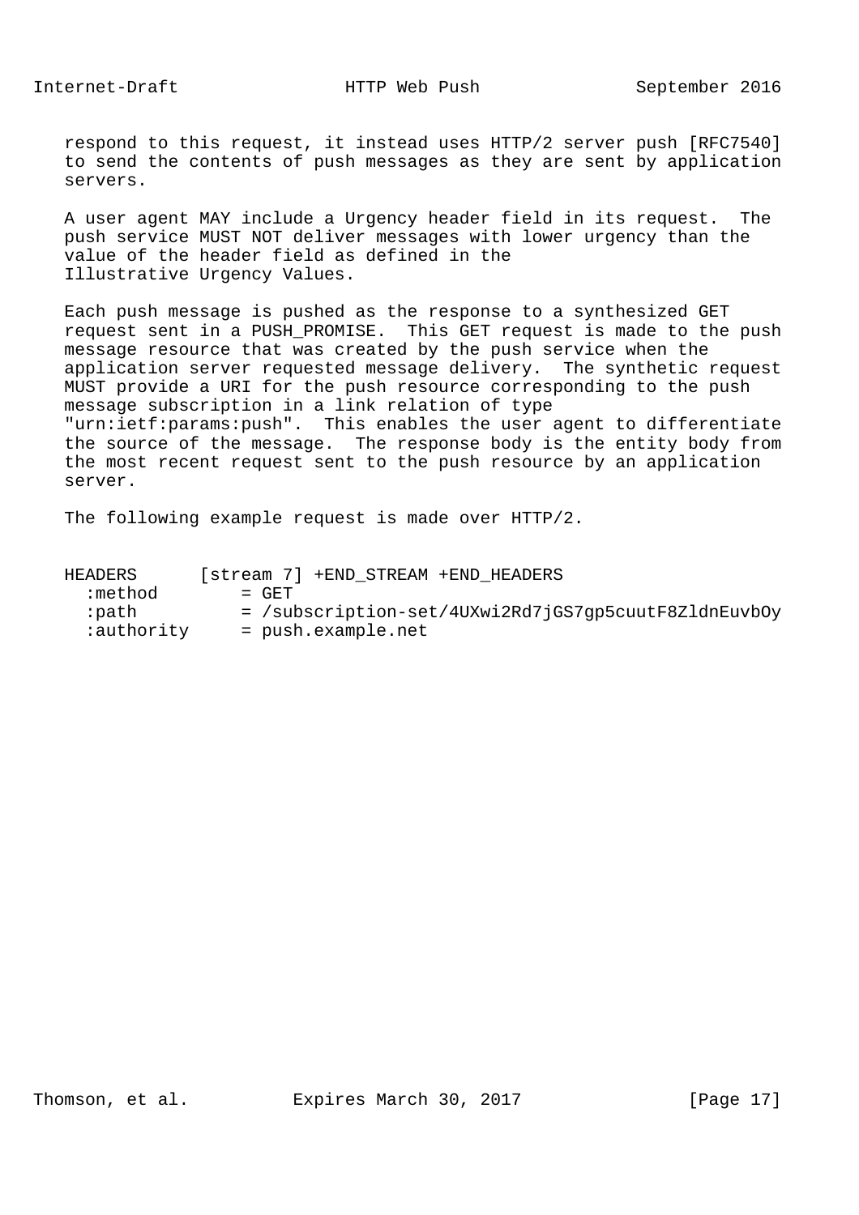respond to this request, it instead uses HTTP/2 server push [RFC7540] to send the contents of push messages as they are sent by application servers.

A user agent MAY include a Urgency header field in its request. The push service MUST NOT deliver messages with lower urgency than the value of the header field as defined in the Illustrative Urgency Values.

Each push message is pushed as the response to a synthesized GET request sent in a PUSH_PROMISE. This GET request is made to the push message resource that was created by the push service when the application server requested message delivery. The synthetic request MUST provide a URI for the push resource corresponding to the push message subscription in a link relation of type "urn:ietf:params:push". This enables the user agent to differentiate the source of the message. The response body is the entity body from the most recent request sent to the push resource by an application server.

The following example request is made over HTTP/2.

```
HEADERS      [stream 7] +END_STREAM +END_HEADERS
  :method        = GET
  :path          = /subscription-set/4UXwi2Rd7jGS7gp5cuutF8ZldnEuvbOy
  :authority     = push.example.net
```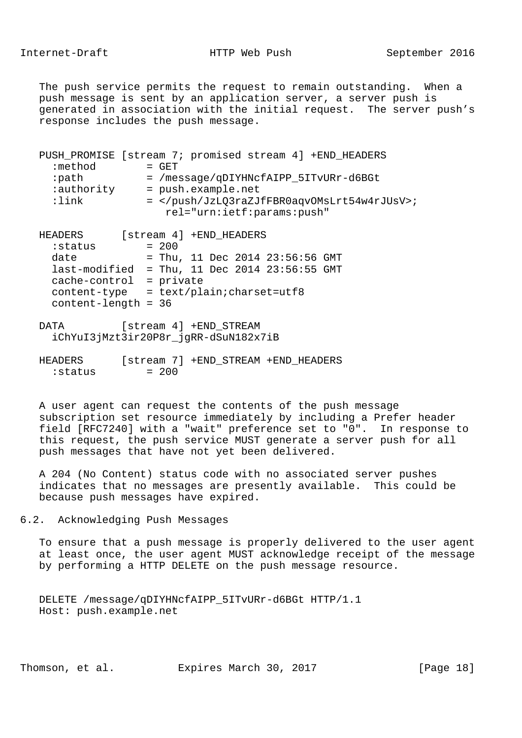The push service permits the request to remain outstanding. When a push message is sent by an application server, a server push is generated in association with the initial request. The server push's response includes the push message.

```
PUSH_PROMISE [stream 7; promised stream 4] +END_HEADERS
  :method        = GET
  :path          = /message/qDIYHNcfAIPP_5ITvURr-d6BGt
  :authority     = push.example.net
  :link          = </push/JzLQ3raZJfFBR0aqvOMsLrt54w4rJUsV>;
                     rel="urn:ietf:params:push"

HEADERS      [stream 4] +END_HEADERS
  :status        = 200
  date           = Thu, 11 Dec 2014 23:56:56 GMT
  last-modified  = Thu, 11 Dec 2014 23:56:55 GMT
  cache-control  = private
  content-type   = text/plain;charset=utf8
  content-length = 36

DATA         [stream 4] +END_STREAM
  iChYuI3jMzt3ir20P8r_jgRR-dSuN182x7iB

HEADERS      [stream 7] +END_STREAM +END_HEADERS
  :status        = 200
```

A user agent can request the contents of the push message subscription set resource immediately by including a Prefer header field [RFC7240] with a "wait" preference set to "0". In response to this request, the push service MUST generate a server push for all push messages that have not yet been delivered.

A 204 (No Content) status code with no associated server pushes indicates that no messages are presently available. This could be because push messages have expired.

## 6.2. Acknowledging Push Messages

To ensure that a push message is properly delivered to the user agent at least once, the user agent MUST acknowledge receipt of the message by performing a HTTP DELETE on the push message resource.

```
DELETE /message/qDIYHNcfAIPP_5ITvURr-d6BGt HTTP/1.1
Host: push.example.net
```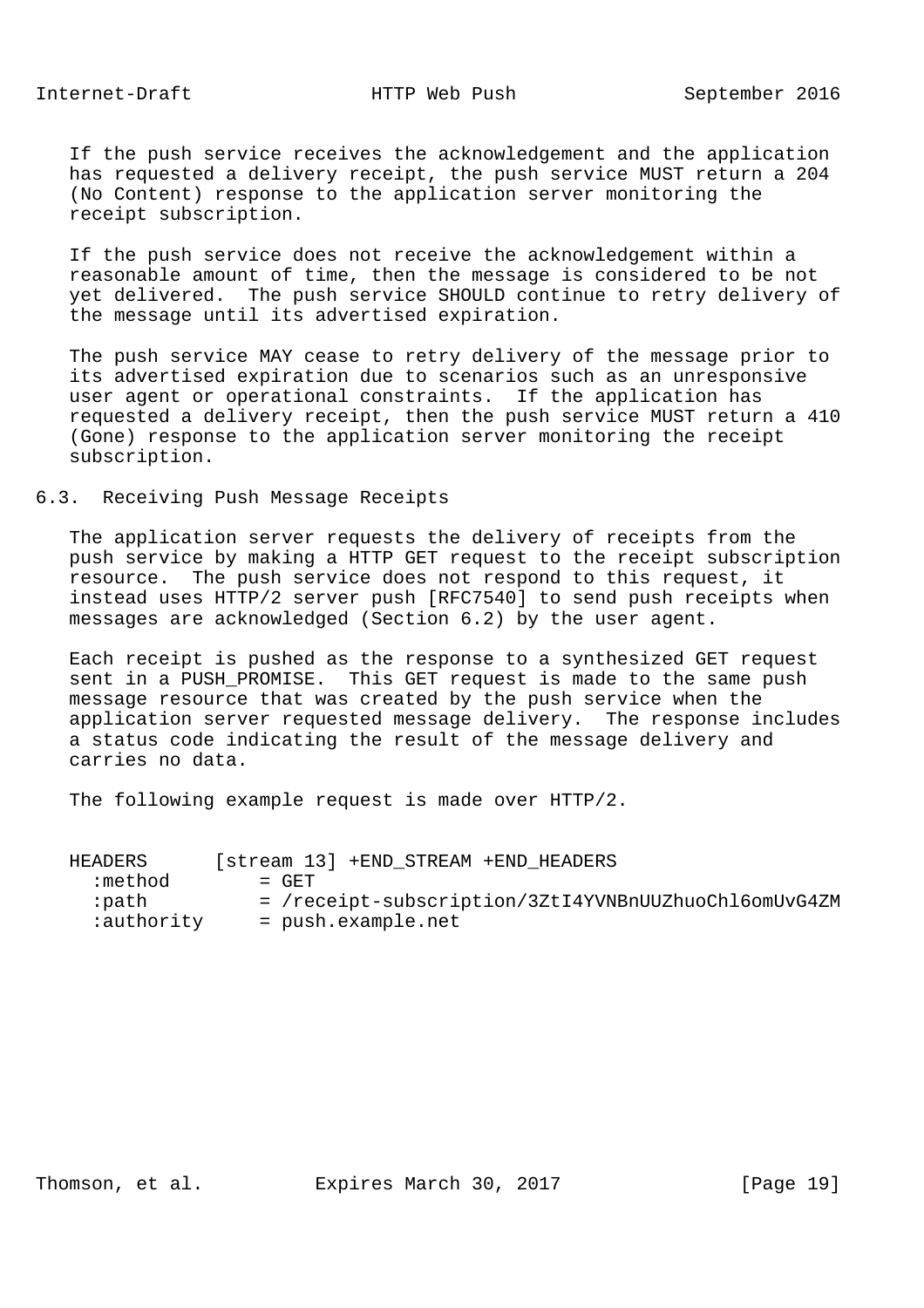If the push service receives the acknowledgement and the application has requested a delivery receipt, the push service MUST return a 204 (No Content) response to the application server monitoring the receipt subscription.

If the push service does not receive the acknowledgement within a reasonable amount of time, then the message is considered to be not yet delivered. The push service SHOULD continue to retry delivery of the message until its advertised expiration.

The push service MAY cease to retry delivery of the message prior to its advertised expiration due to scenarios such as an unresponsive user agent or operational constraints. If the application has requested a delivery receipt, then the push service MUST return a 410 (Gone) response to the application server monitoring the receipt subscription.

## 6.3. Receiving Push Message Receipts

The application server requests the delivery of receipts from the push service by making a HTTP GET request to the receipt subscription resource. The push service does not respond to this request, it instead uses HTTP/2 server push [RFC7540] to send push receipts when messages are acknowledged (Section 6.2) by the user agent.

Each receipt is pushed as the response to a synthesized GET request sent in a PUSH_PROMISE. This GET request is made to the same push message resource that was created by the push service when the application server requested message delivery. The response includes a status code indicating the result of the message delivery and carries no data.

The following example request is made over HTTP/2.

```
HEADERS      [stream 13] +END_STREAM +END_HEADERS
  :method        = GET
  :path          = /receipt-subscription/3ZtI4YVNBnUUZhuoChl6omUvG4ZM
  :authority     = push.example.net
```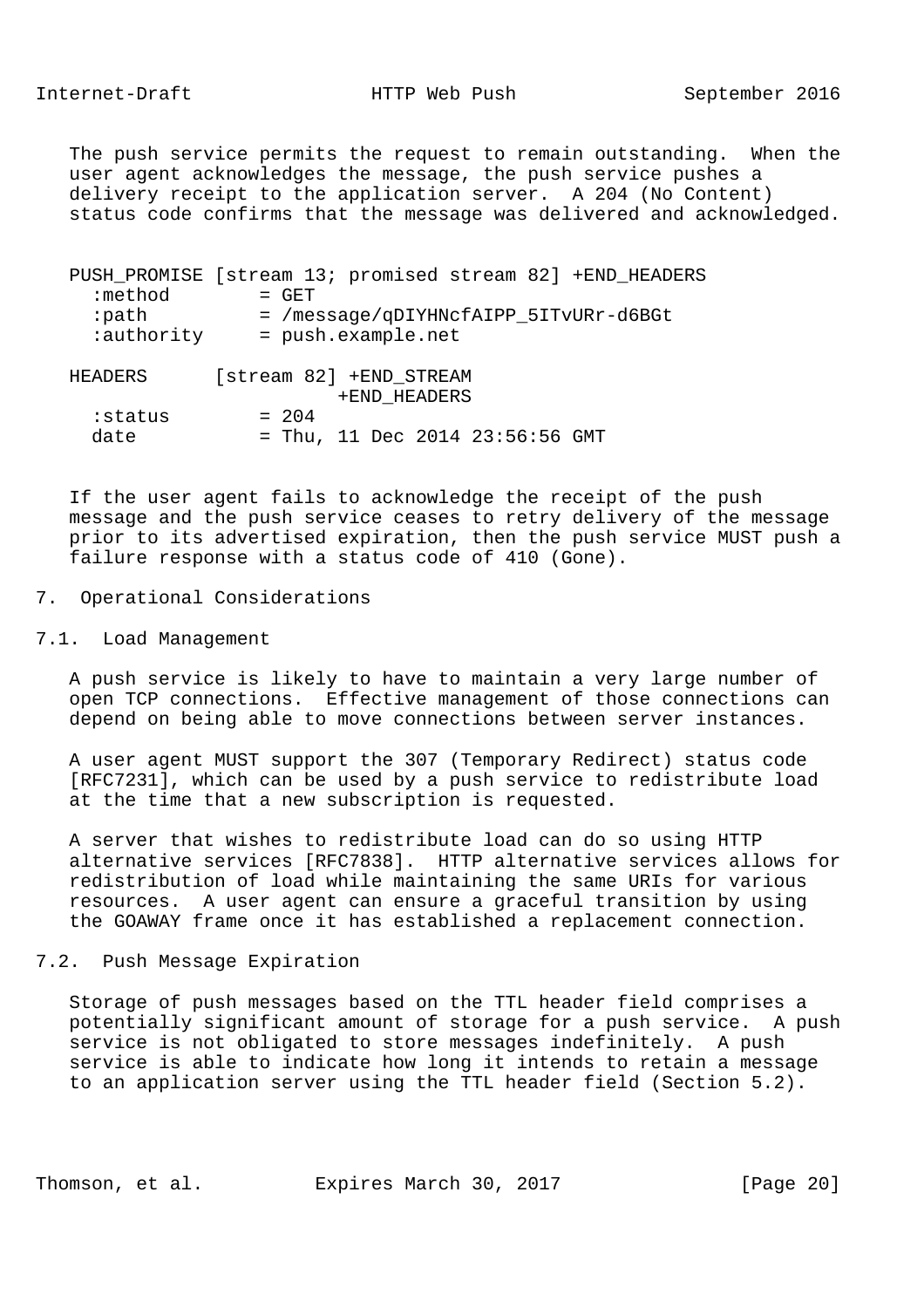The push service permits the request to remain outstanding. When the user agent acknowledges the message, the push service pushes a delivery receipt to the application server. A 204 (No Content) status code confirms that the message was delivered and acknowledged.

```
PUSH_PROMISE [stream 13; promised stream 82] +END_HEADERS
  :method        = GET
  :path          = /message/qDIYHNcfAIPP_5ITvURr-d6BGt
  :authority     = push.example.net

HEADERS      [stream 82] +END_STREAM
                         +END_HEADERS
  :status        = 204
  date           = Thu, 11 Dec 2014 23:56:56 GMT
```

If the user agent fails to acknowledge the receipt of the push message and the push service ceases to retry delivery of the message prior to its advertised expiration, then the push service MUST push a failure response with a status code of 410 (Gone).

## 7. Operational Considerations

### 7.1. Load Management

A push service is likely to have to maintain a very large number of open TCP connections. Effective management of those connections can depend on being able to move connections between server instances.

A user agent MUST support the 307 (Temporary Redirect) status code [RFC7231], which can be used by a push service to redistribute load at the time that a new subscription is requested.

A server that wishes to redistribute load can do so using HTTP alternative services [RFC7838]. HTTP alternative services allows for redistribution of load while maintaining the same URIs for various resources. A user agent can ensure a graceful transition by using the GOAWAY frame once it has established a replacement connection.

### 7.2. Push Message Expiration

Storage of push messages based on the TTL header field comprises a potentially significant amount of storage for a push service. A push service is not obligated to store messages indefinitely. A push service is able to indicate how long it intends to retain a message to an application server using the TTL header field (Section 5.2).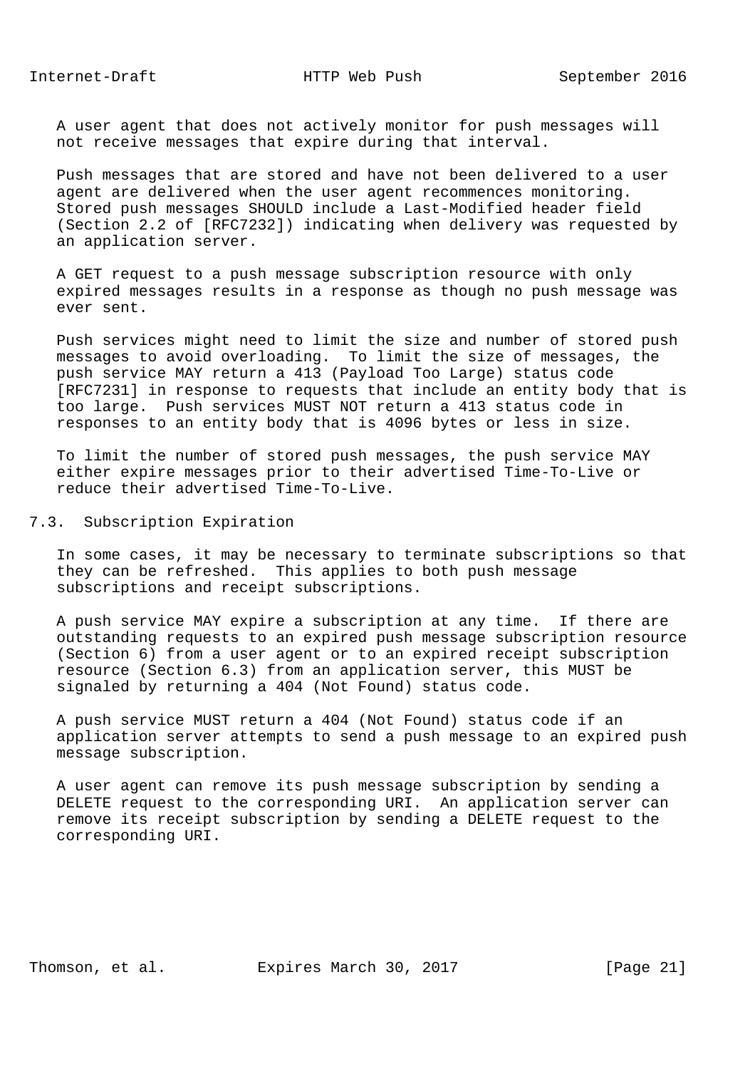A user agent that does not actively monitor for push messages will not receive messages that expire during that interval.

Push messages that are stored and have not been delivered to a user agent are delivered when the user agent recommences monitoring. Stored push messages SHOULD include a Last-Modified header field (Section 2.2 of [RFC7232]) indicating when delivery was requested by an application server.

A GET request to a push message subscription resource with only expired messages results in a response as though no push message was ever sent.

Push services might need to limit the size and number of stored push messages to avoid overloading. To limit the size of messages, the push service MAY return a 413 (Payload Too Large) status code [RFC7231] in response to requests that include an entity body that is too large. Push services MUST NOT return a 413 status code in responses to an entity body that is 4096 bytes or less in size.

To limit the number of stored push messages, the push service MAY either expire messages prior to their advertised Time-To-Live or reduce their advertised Time-To-Live.

## 7.3. Subscription Expiration

In some cases, it may be necessary to terminate subscriptions so that they can be refreshed. This applies to both push message subscriptions and receipt subscriptions.

A push service MAY expire a subscription at any time. If there are outstanding requests to an expired push message subscription resource (Section 6) from a user agent or to an expired receipt subscription resource (Section 6.3) from an application server, this MUST be signaled by returning a 404 (Not Found) status code.

A push service MUST return a 404 (Not Found) status code if an application server attempts to send a push message to an expired push message subscription.

A user agent can remove its push message subscription by sending a DELETE request to the corresponding URI. An application server can remove its receipt subscription by sending a DELETE request to the corresponding URI.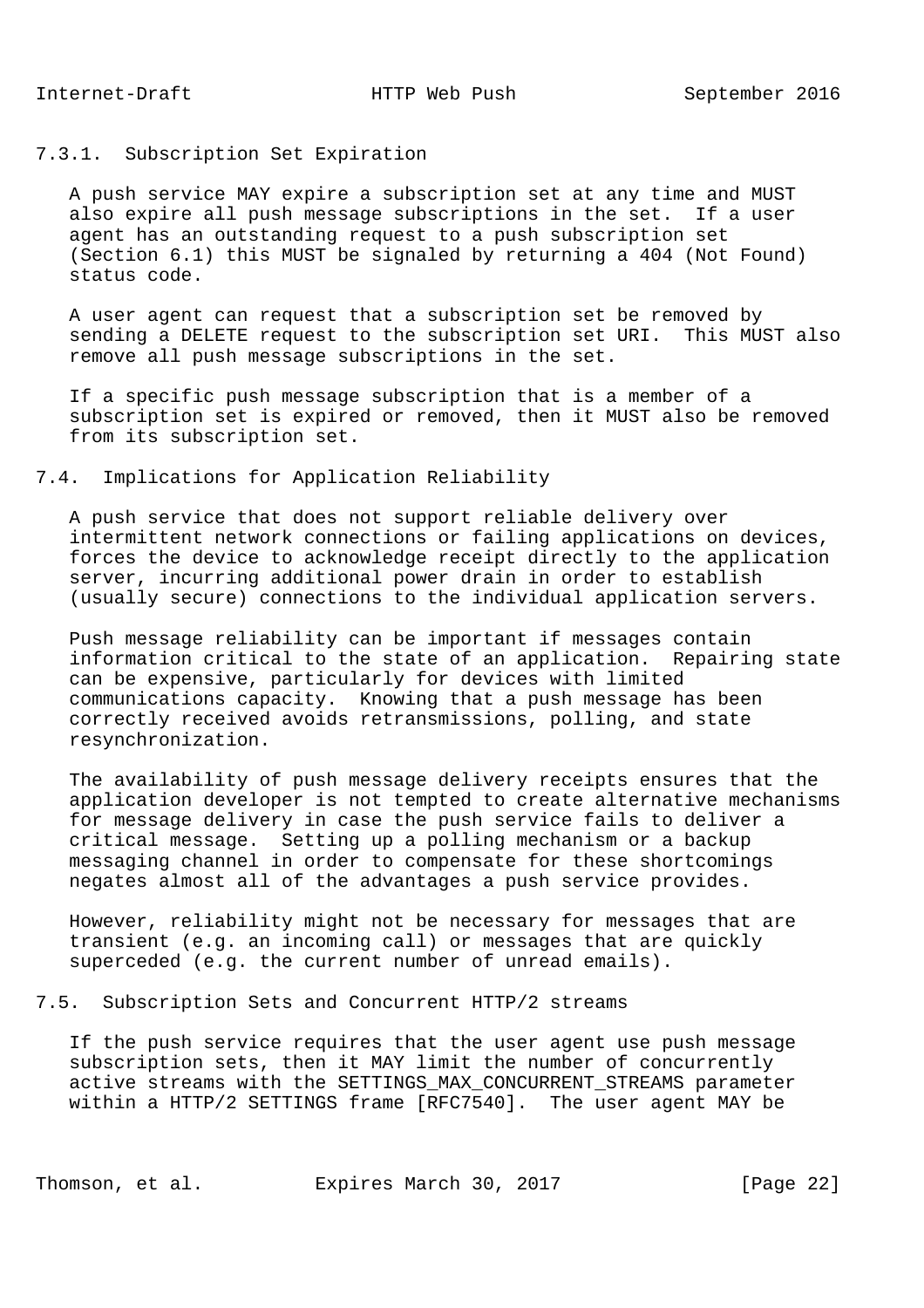#### 7.3.1. Subscription Set Expiration

A push service MAY expire a subscription set at any time and MUST also expire all push message subscriptions in the set. If a user agent has an outstanding request to a push subscription set (Section 6.1) this MUST be signaled by returning a 404 (Not Found) status code.

A user agent can request that a subscription set be removed by sending a DELETE request to the subscription set URI. This MUST also remove all push message subscriptions in the set.

If a specific push message subscription that is a member of a subscription set is expired or removed, then it MUST also be removed from its subscription set.

### 7.4. Implications for Application Reliability

A push service that does not support reliable delivery over intermittent network connections or failing applications on devices, forces the device to acknowledge receipt directly to the application server, incurring additional power drain in order to establish (usually secure) connections to the individual application servers.

Push message reliability can be important if messages contain information critical to the state of an application. Repairing state can be expensive, particularly for devices with limited communications capacity. Knowing that a push message has been correctly received avoids retransmissions, polling, and state resynchronization.

The availability of push message delivery receipts ensures that the application developer is not tempted to create alternative mechanisms for message delivery in case the push service fails to deliver a critical message. Setting up a polling mechanism or a backup messaging channel in order to compensate for these shortcomings negates almost all of the advantages a push service provides.

However, reliability might not be necessary for messages that are transient (e.g. an incoming call) or messages that are quickly superceded (e.g. the current number of unread emails).

### 7.5. Subscription Sets and Concurrent HTTP/2 streams

If the push service requires that the user agent use push message subscription sets, then it MAY limit the number of concurrently active streams with the SETTINGS_MAX_CONCURRENT_STREAMS parameter within a HTTP/2 SETTINGS frame [RFC7540]. The user agent MAY be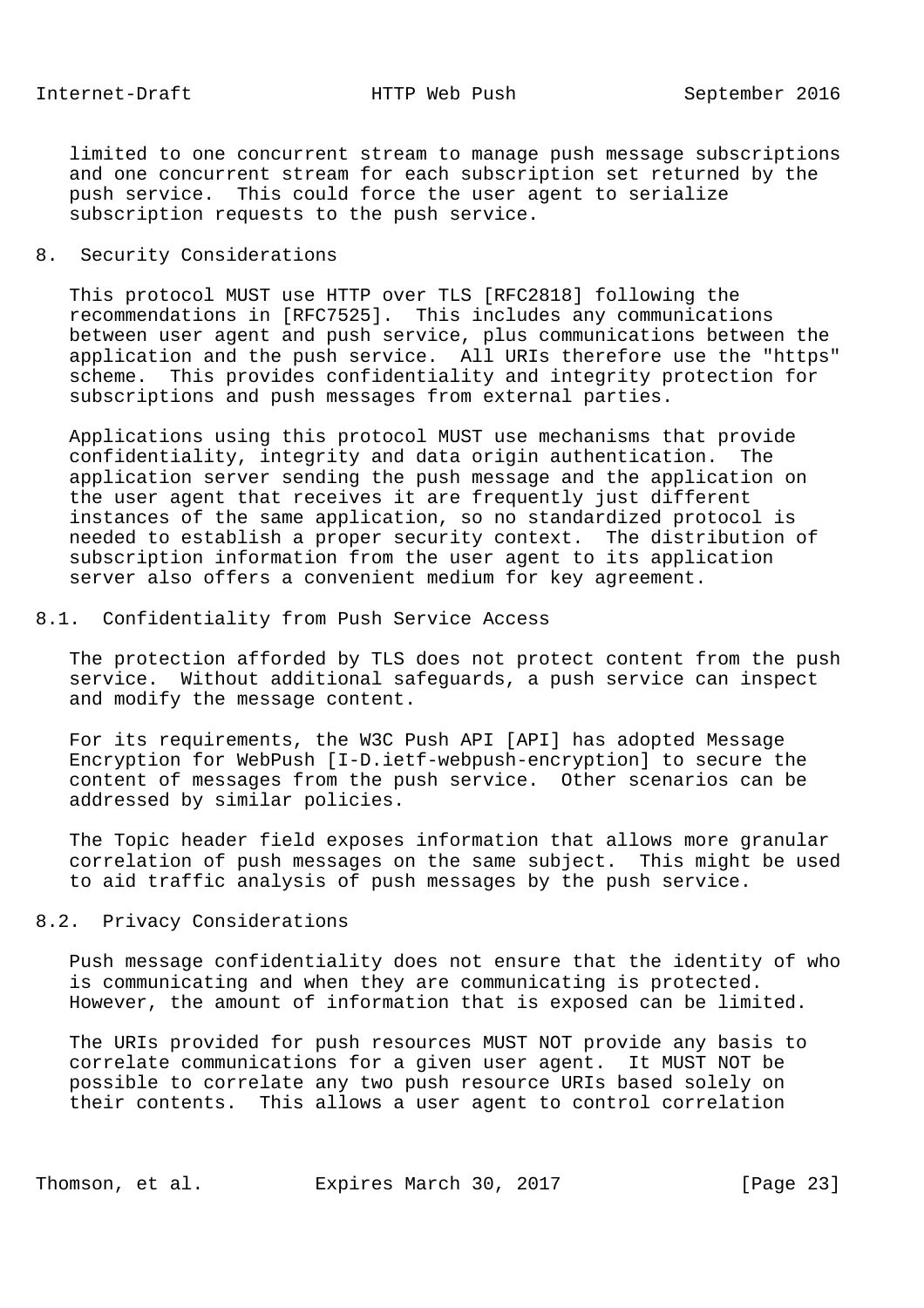limited to one concurrent stream to manage push message subscriptions and one concurrent stream for each subscription set returned by the push service. This could force the user agent to serialize subscription requests to the push service.

## 8. Security Considerations

This protocol MUST use HTTP over TLS [RFC2818] following the recommendations in [RFC7525]. This includes any communications between user agent and push service, plus communications between the application and the push service. All URIs therefore use the "https" scheme. This provides confidentiality and integrity protection for subscriptions and push messages from external parties.

Applications using this protocol MUST use mechanisms that provide confidentiality, integrity and data origin authentication. The application server sending the push message and the application on the user agent that receives it are frequently just different instances of the same application, so no standardized protocol is needed to establish a proper security context. The distribution of subscription information from the user agent to its application server also offers a convenient medium for key agreement.

### 8.1. Confidentiality from Push Service Access

The protection afforded by TLS does not protect content from the push service. Without additional safeguards, a push service can inspect and modify the message content.

For its requirements, the W3C Push API [API] has adopted Message Encryption for WebPush [I-D.ietf-webpush-encryption] to secure the content of messages from the push service. Other scenarios can be addressed by similar policies.

The Topic header field exposes information that allows more granular correlation of push messages on the same subject. This might be used to aid traffic analysis of push messages by the push service.

### 8.2. Privacy Considerations

Push message confidentiality does not ensure that the identity of who is communicating and when they are communicating is protected. However, the amount of information that is exposed can be limited.

The URIs provided for push resources MUST NOT provide any basis to correlate communications for a given user agent. It MUST NOT be possible to correlate any two push resource URIs based solely on their contents. This allows a user agent to control correlation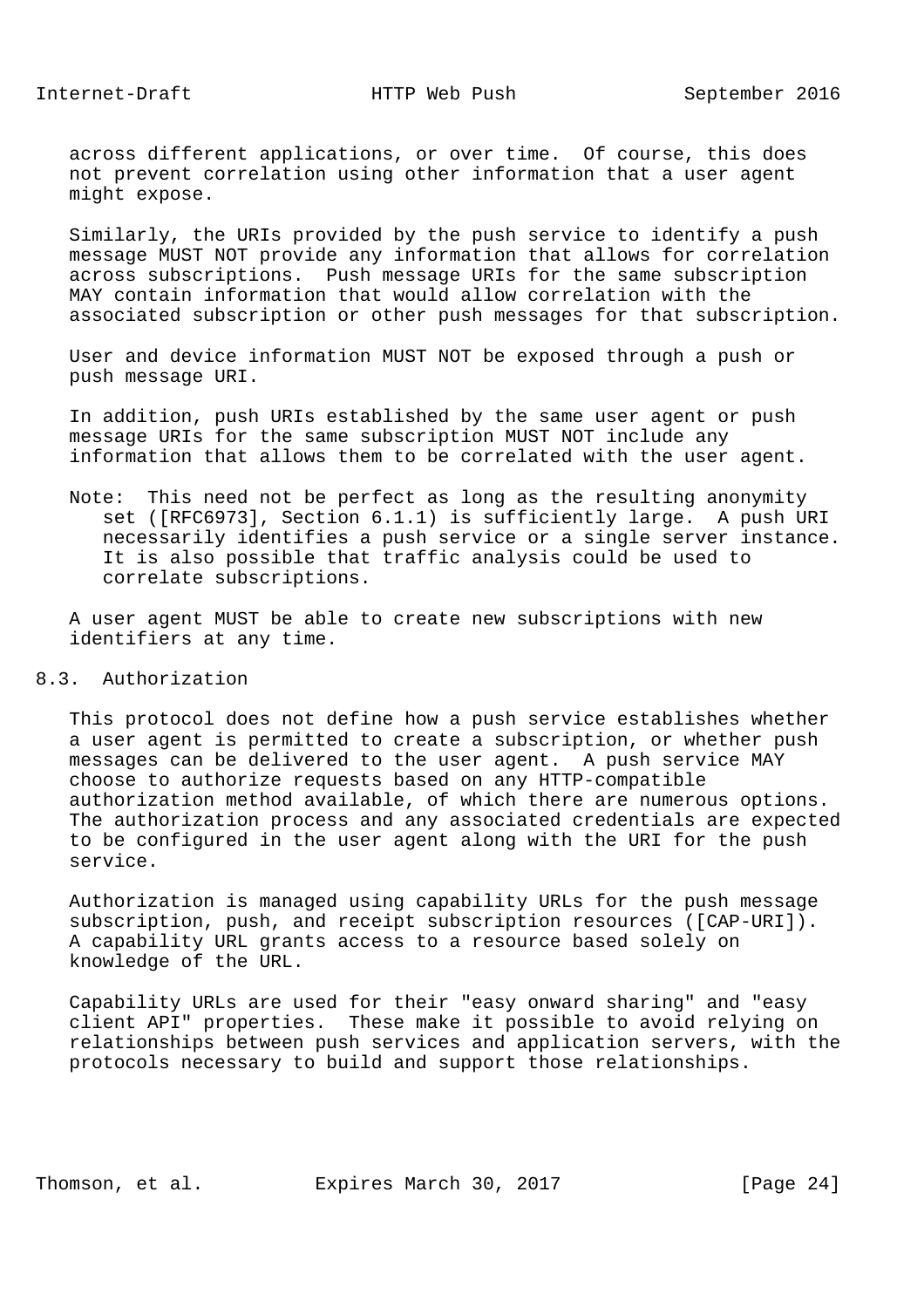across different applications, or over time. Of course, this does not prevent correlation using other information that a user agent might expose.

Similarly, the URIs provided by the push service to identify a push message MUST NOT provide any information that allows for correlation across subscriptions. Push message URIs for the same subscription MAY contain information that would allow correlation with the associated subscription or other push messages for that subscription.

User and device information MUST NOT be exposed through a push or push message URI.

In addition, push URIs established by the same user agent or push message URIs for the same subscription MUST NOT include any information that allows them to be correlated with the user agent.

Note: This need not be perfect as long as the resulting anonymity set ([RFC6973], Section 6.1.1) is sufficiently large. A push URI necessarily identifies a push service or a single server instance. It is also possible that traffic analysis could be used to correlate subscriptions.

A user agent MUST be able to create new subscriptions with new identifiers at any time.

## 8.3. Authorization

This protocol does not define how a push service establishes whether a user agent is permitted to create a subscription, or whether push messages can be delivered to the user agent. A push service MAY choose to authorize requests based on any HTTP-compatible authorization method available, of which there are numerous options. The authorization process and any associated credentials are expected to be configured in the user agent along with the URI for the push service.

Authorization is managed using capability URLs for the push message subscription, push, and receipt subscription resources ([CAP-URI]). A capability URL grants access to a resource based solely on knowledge of the URL.

Capability URLs are used for their "easy onward sharing" and "easy client API" properties. These make it possible to avoid relying on relationships between push services and application servers, with the protocols necessary to build and support those relationships.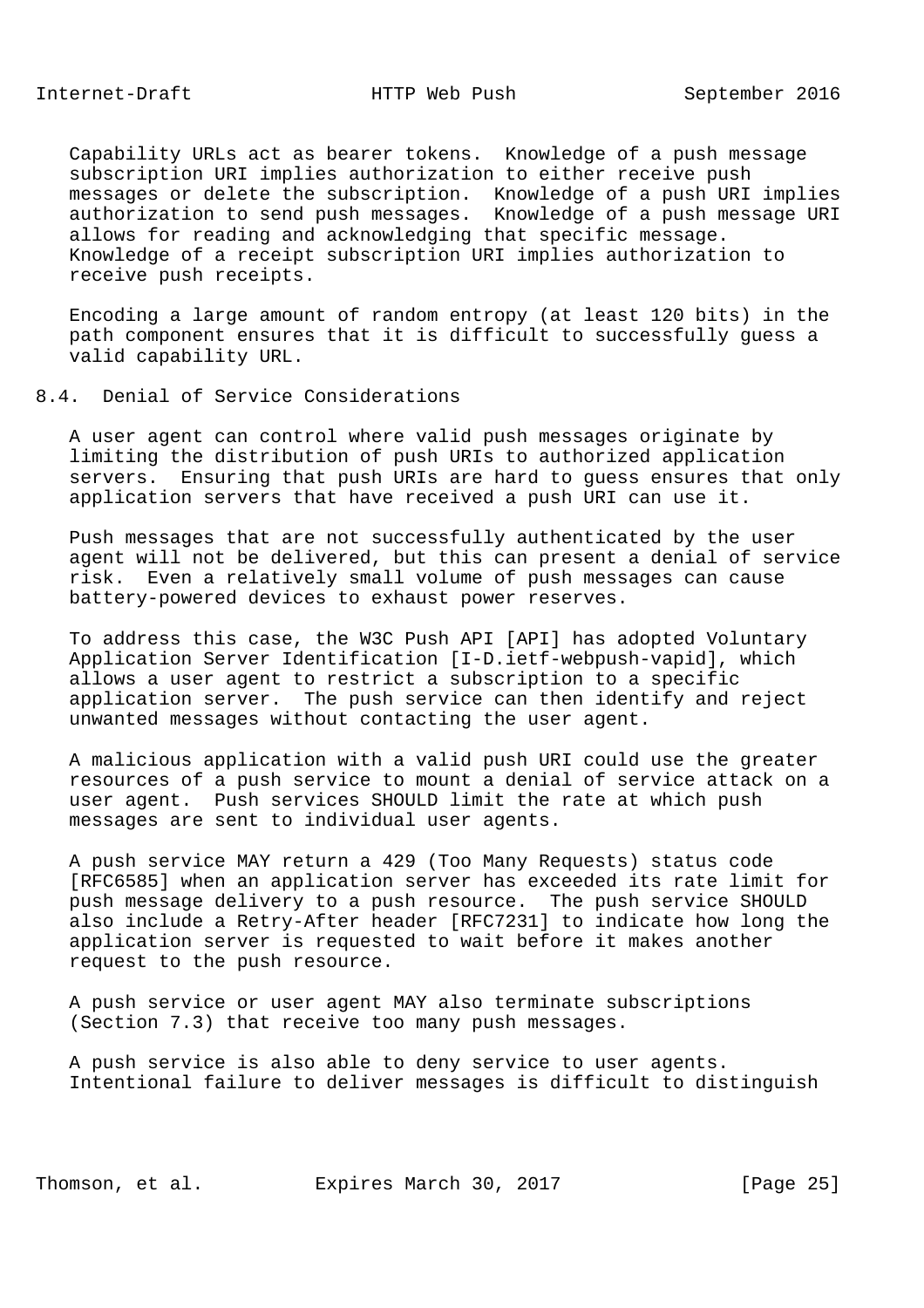Capability URLs act as bearer tokens. Knowledge of a push message subscription URI implies authorization to either receive push messages or delete the subscription. Knowledge of a push URI implies authorization to send push messages. Knowledge of a push message URI allows for reading and acknowledging that specific message. Knowledge of a receipt subscription URI implies authorization to receive push receipts.

Encoding a large amount of random entropy (at least 120 bits) in the path component ensures that it is difficult to successfully guess a valid capability URL.

## 8.4. Denial of Service Considerations

A user agent can control where valid push messages originate by limiting the distribution of push URIs to authorized application servers. Ensuring that push URIs are hard to guess ensures that only application servers that have received a push URI can use it.

Push messages that are not successfully authenticated by the user agent will not be delivered, but this can present a denial of service risk. Even a relatively small volume of push messages can cause battery-powered devices to exhaust power reserves.

To address this case, the W3C Push API [API] has adopted Voluntary Application Server Identification [I-D.ietf-webpush-vapid], which allows a user agent to restrict a subscription to a specific application server. The push service can then identify and reject unwanted messages without contacting the user agent.

A malicious application with a valid push URI could use the greater resources of a push service to mount a denial of service attack on a user agent. Push services SHOULD limit the rate at which push messages are sent to individual user agents.

A push service MAY return a 429 (Too Many Requests) status code [RFC6585] when an application server has exceeded its rate limit for push message delivery to a push resource. The push service SHOULD also include a Retry-After header [RFC7231] to indicate how long the application server is requested to wait before it makes another request to the push resource.

A push service or user agent MAY also terminate subscriptions (Section 7.3) that receive too many push messages.

A push service is also able to deny service to user agents. Intentional failure to deliver messages is difficult to distinguish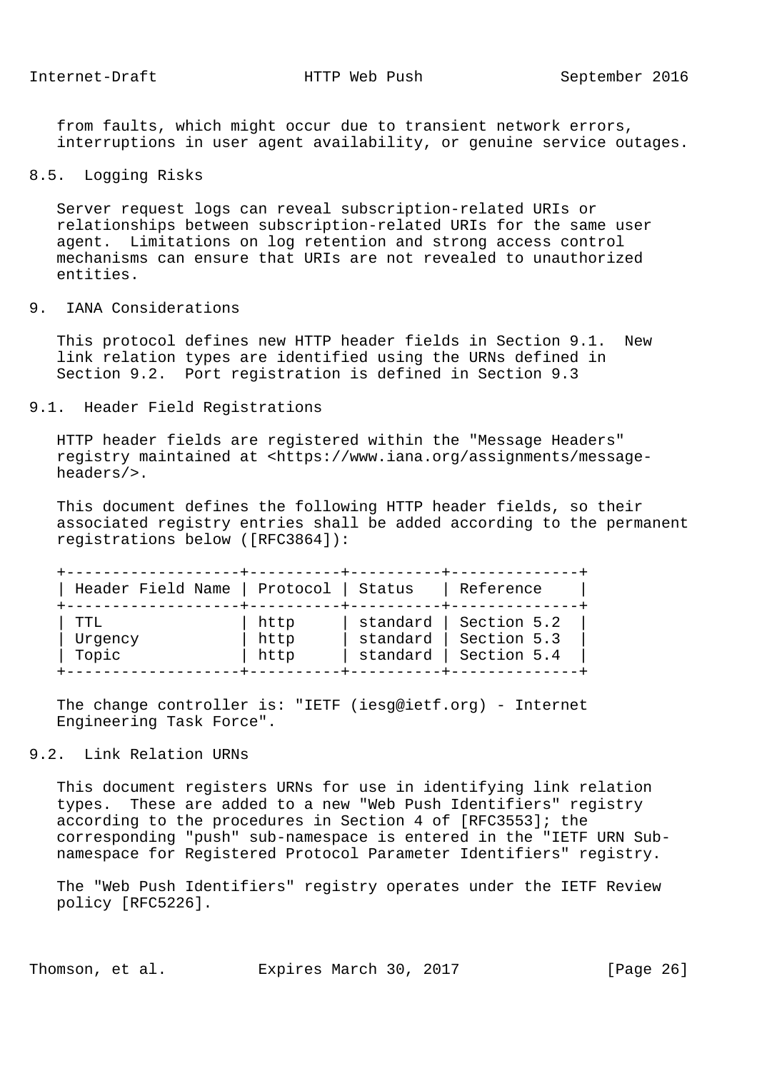from faults, which might occur due to transient network errors, interruptions in user agent availability, or genuine service outages.

### 8.5. Logging Risks

Server request logs can reveal subscription-related URIs or relationships between subscription-related URIs for the same user agent. Limitations on log retention and strong access control mechanisms can ensure that URIs are not revealed to unauthorized entities.

## 9. IANA Considerations

This protocol defines new HTTP header fields in Section 9.1. New link relation types are identified using the URNs defined in Section 9.2. Port registration is defined in Section 9.3

### 9.1. Header Field Registrations

HTTP header fields are registered within the "Message Headers" registry maintained at <https://www.iana.org/assignments/message-headers/>.

This document defines the following HTTP header fields, so their associated registry entries shall be added according to the permanent registrations below ([RFC3864]):

| Header Field Name | Protocol | Status | Reference |
|---|---|---|---|
| TTL | http | standard | Section 5.2 |
| Urgency | http | standard | Section 5.3 |
| Topic | http | standard | Section 5.4 |

The change controller is: "IETF (iesg@ietf.org) - Internet Engineering Task Force".

### 9.2. Link Relation URNs

This document registers URNs for use in identifying link relation types. These are added to a new "Web Push Identifiers" registry according to the procedures in Section 4 of [RFC3553]; the corresponding "push" sub-namespace is entered in the "IETF URN Sub-namespace for Registered Protocol Parameter Identifiers" registry.

The "Web Push Identifiers" registry operates under the IETF Review policy [RFC5226].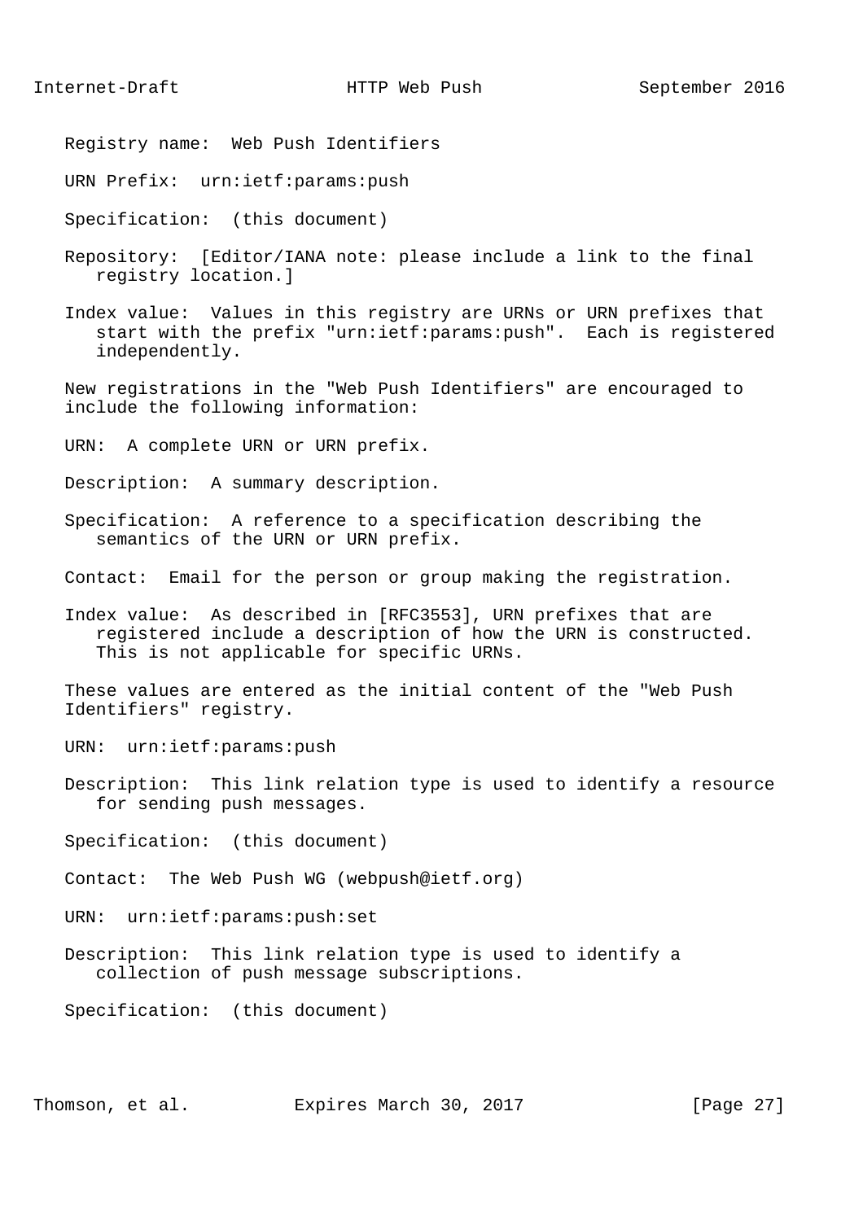Registry name: Web Push Identifiers

URN Prefix: urn:ietf:params:push

Specification: (this document)

Repository: [Editor/IANA note: please include a link to the final registry location.]

Index value: Values in this registry are URNs or URN prefixes that start with the prefix "urn:ietf:params:push". Each is registered independently.

New registrations in the "Web Push Identifiers" are encouraged to include the following information:

URN: A complete URN or URN prefix.

Description: A summary description.

Specification: A reference to a specification describing the semantics of the URN or URN prefix.

Contact: Email for the person or group making the registration.

Index value: As described in [RFC3553], URN prefixes that are registered include a description of how the URN is constructed. This is not applicable for specific URNs.

These values are entered as the initial content of the "Web Push Identifiers" registry.

URN: urn:ietf:params:push

Description: This link relation type is used to identify a resource for sending push messages.

Specification: (this document)

Contact: The Web Push WG (webpush@ietf.org)

URN: urn:ietf:params:push:set

Description: This link relation type is used to identify a collection of push message subscriptions.

Specification: (this document)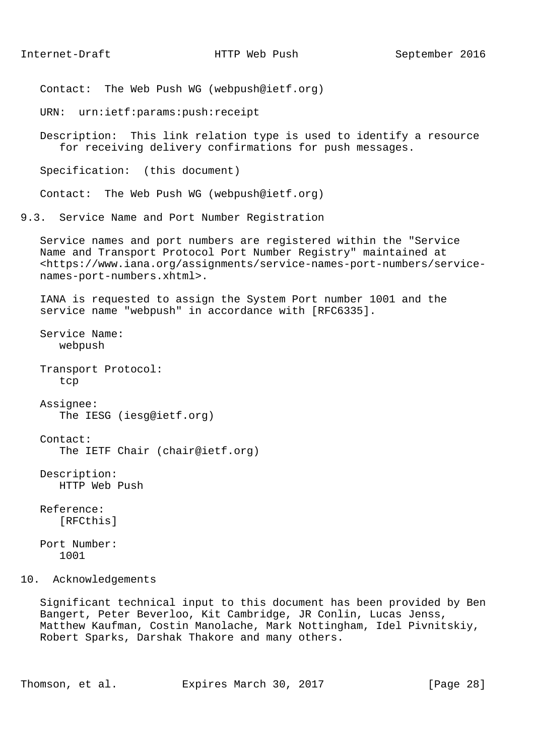Contact: The Web Push WG (webpush@ietf.org)

URN: urn:ietf:params:push:receipt

Description: This link relation type is used to identify a resource for receiving delivery confirmations for push messages.

Specification: (this document)

Contact: The Web Push WG (webpush@ietf.org)

## 9.3. Service Name and Port Number Registration

Service names and port numbers are registered within the "Service Name and Transport Protocol Port Number Registry" maintained at <https://www.iana.org/assignments/service-names-port-numbers/service-names-port-numbers.xhtml>.

IANA is requested to assign the System Port number 1001 and the service name "webpush" in accordance with [RFC6335].

Service Name:
webpush

Transport Protocol:
tcp

Assignee:
The IESG (iesg@ietf.org)

Contact:
The IETF Chair (chair@ietf.org)

Description:
HTTP Web Push

Reference:
[RFCthis]

Port Number:
1001

# 10. Acknowledgements

Significant technical input to this document has been provided by Ben Bangert, Peter Beverloo, Kit Cambridge, JR Conlin, Lucas Jenss, Matthew Kaufman, Costin Manolache, Mark Nottingham, Idel Pivnitskiy, Robert Sparks, Darshak Thakore and many others.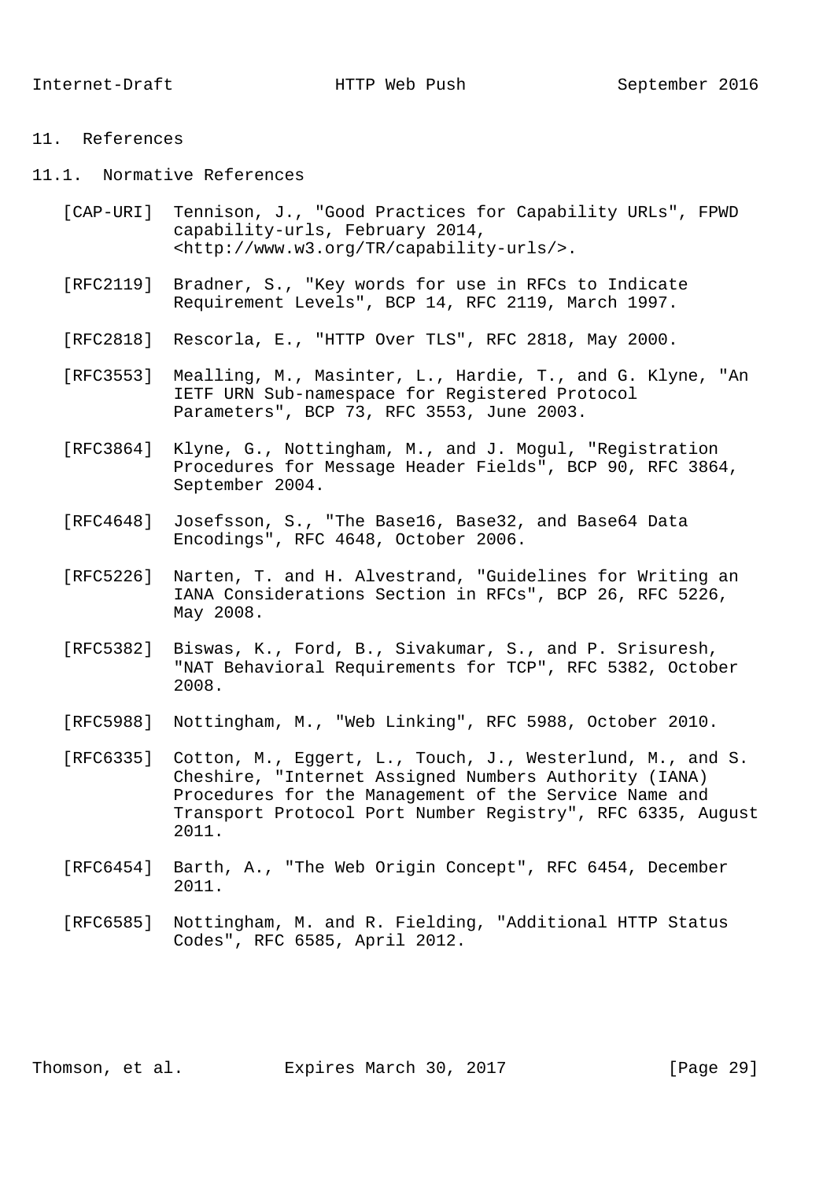## 11. References

### 11.1. Normative References

[CAP-URI] Tennison, J., "Good Practices for Capability URLs", FPWD capability-urls, February 2014, <http://www.w3.org/TR/capability-urls/>.

[RFC2119] Bradner, S., "Key words for use in RFCs to Indicate Requirement Levels", BCP 14, RFC 2119, March 1997.

[RFC2818] Rescorla, E., "HTTP Over TLS", RFC 2818, May 2000.

[RFC3553] Mealling, M., Masinter, L., Hardie, T., and G. Klyne, "An IETF URN Sub-namespace for Registered Protocol Parameters", BCP 73, RFC 3553, June 2003.

[RFC3864] Klyne, G., Nottingham, M., and J. Mogul, "Registration Procedures for Message Header Fields", BCP 90, RFC 3864, September 2004.

[RFC4648] Josefsson, S., "The Base16, Base32, and Base64 Data Encodings", RFC 4648, October 2006.

[RFC5226] Narten, T. and H. Alvestrand, "Guidelines for Writing an IANA Considerations Section in RFCs", BCP 26, RFC 5226, May 2008.

[RFC5382] Biswas, K., Ford, B., Sivakumar, S., and P. Srisuresh, "NAT Behavioral Requirements for TCP", RFC 5382, October 2008.

[RFC5988] Nottingham, M., "Web Linking", RFC 5988, October 2010.

[RFC6335] Cotton, M., Eggert, L., Touch, J., Westerlund, M., and S. Cheshire, "Internet Assigned Numbers Authority (IANA) Procedures for the Management of the Service Name and Transport Protocol Port Number Registry", RFC 6335, August 2011.

[RFC6454] Barth, A., "The Web Origin Concept", RFC 6454, December 2011.

[RFC6585] Nottingham, M. and R. Fielding, "Additional HTTP Status Codes", RFC 6585, April 2012.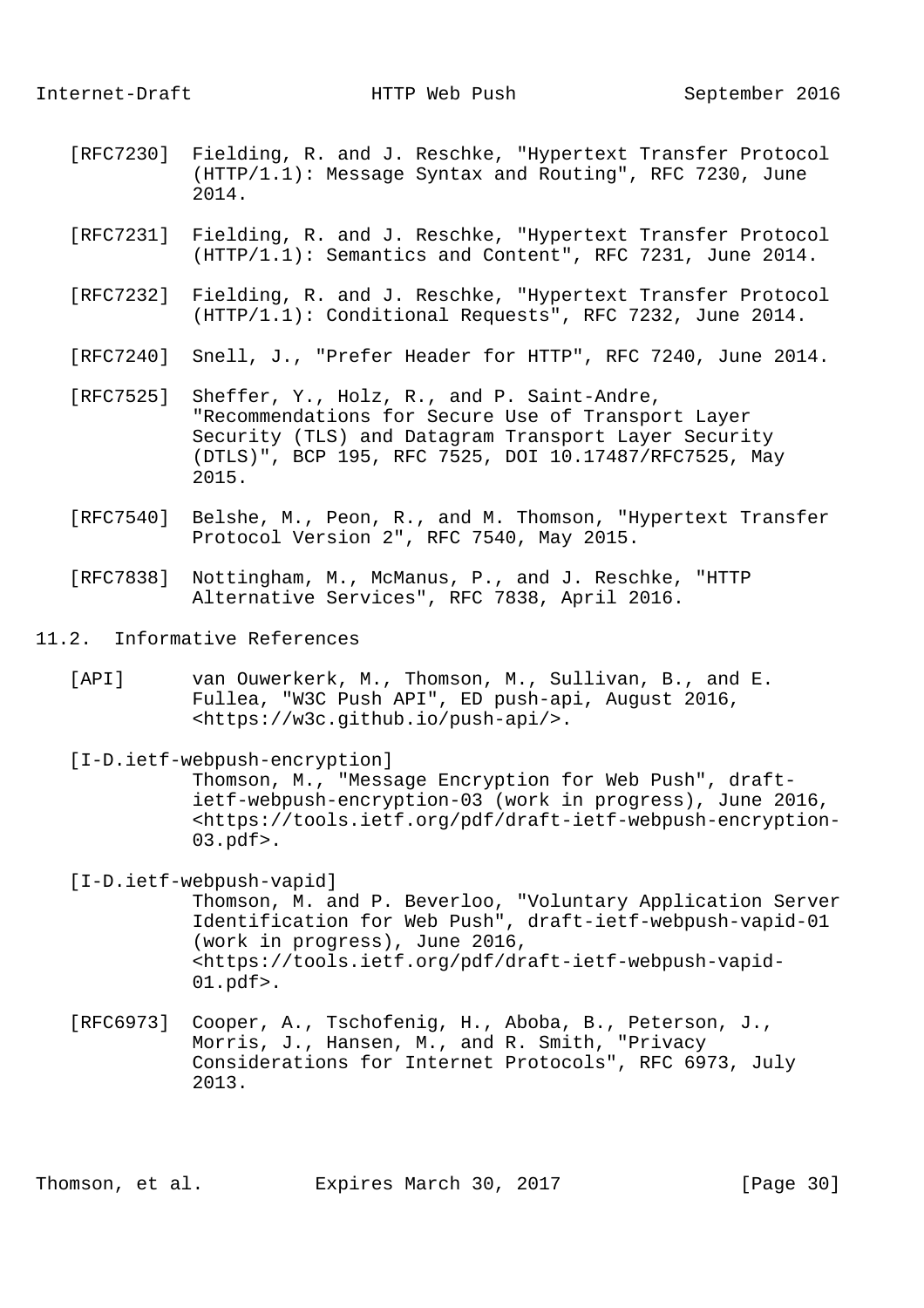[RFC7230] Fielding, R. and J. Reschke, "Hypertext Transfer Protocol (HTTP/1.1): Message Syntax and Routing", RFC 7230, June 2014.

[RFC7231] Fielding, R. and J. Reschke, "Hypertext Transfer Protocol (HTTP/1.1): Semantics and Content", RFC 7231, June 2014.

[RFC7232] Fielding, R. and J. Reschke, "Hypertext Transfer Protocol (HTTP/1.1): Conditional Requests", RFC 7232, June 2014.

[RFC7240] Snell, J., "Prefer Header for HTTP", RFC 7240, June 2014.

[RFC7525] Sheffer, Y., Holz, R., and P. Saint-Andre, "Recommendations for Secure Use of Transport Layer Security (TLS) and Datagram Transport Layer Security (DTLS)", BCP 195, RFC 7525, DOI 10.17487/RFC7525, May 2015.

[RFC7540] Belshe, M., Peon, R., and M. Thomson, "Hypertext Transfer Protocol Version 2", RFC 7540, May 2015.

[RFC7838] Nottingham, M., McManus, P., and J. Reschke, "HTTP Alternative Services", RFC 7838, April 2016.

## 11.2. Informative References

[API] van Ouwerkerk, M., Thomson, M., Sullivan, B., and E. Fullea, "W3C Push API", ED push-api, August 2016, <https://w3c.github.io/push-api/>.

[I-D.ietf-webpush-encryption] Thomson, M., "Message Encryption for Web Push", draft-ietf-webpush-encryption-03 (work in progress), June 2016, <https://tools.ietf.org/pdf/draft-ietf-webpush-encryption-03.pdf>.

[I-D.ietf-webpush-vapid] Thomson, M. and P. Beverloo, "Voluntary Application Server Identification for Web Push", draft-ietf-webpush-vapid-01 (work in progress), June 2016, <https://tools.ietf.org/pdf/draft-ietf-webpush-vapid-01.pdf>.

[RFC6973] Cooper, A., Tschofenig, H., Aboba, B., Peterson, J., Morris, J., Hansen, M., and R. Smith, "Privacy Considerations for Internet Protocols", RFC 6973, July 2013.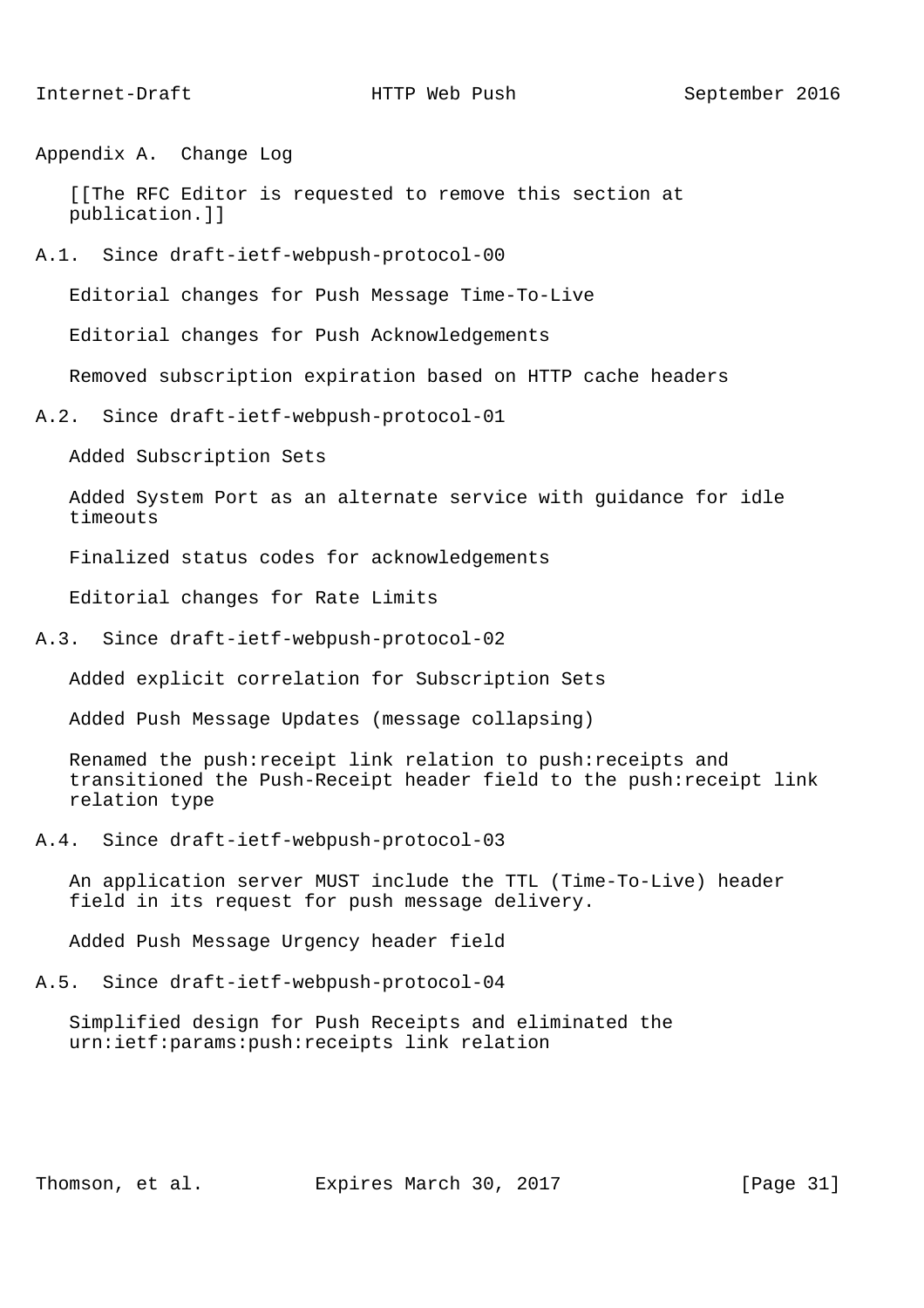# Appendix A. Change Log

[[The RFC Editor is requested to remove this section at publication.]]

## A.1. Since draft-ietf-webpush-protocol-00

Editorial changes for Push Message Time-To-Live

Editorial changes for Push Acknowledgements

Removed subscription expiration based on HTTP cache headers

## A.2. Since draft-ietf-webpush-protocol-01

Added Subscription Sets

Added System Port as an alternate service with guidance for idle timeouts

Finalized status codes for acknowledgements

Editorial changes for Rate Limits

## A.3. Since draft-ietf-webpush-protocol-02

Added explicit correlation for Subscription Sets

Added Push Message Updates (message collapsing)

Renamed the push:receipt link relation to push:receipts and transitioned the Push-Receipt header field to the push:receipt link relation type

## A.4. Since draft-ietf-webpush-protocol-03

An application server MUST include the TTL (Time-To-Live) header field in its request for push message delivery.

Added Push Message Urgency header field

## A.5. Since draft-ietf-webpush-protocol-04

Simplified design for Push Receipts and eliminated the urn:ietf:params:push:receipts link relation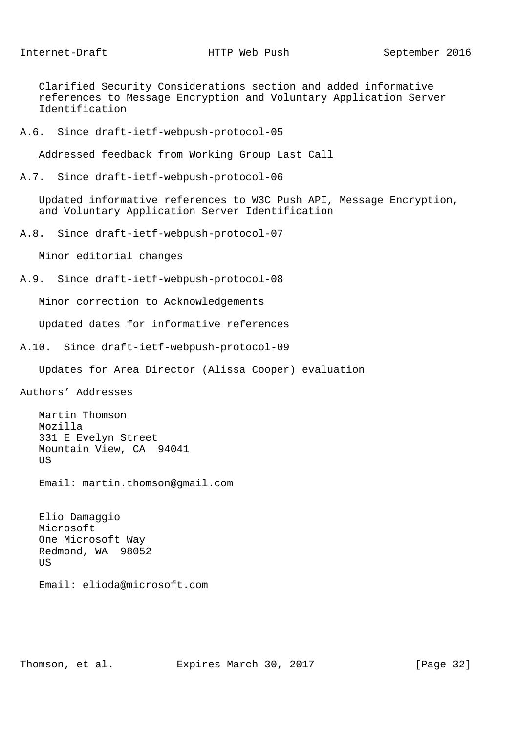Clarified Security Considerations section and added informative references to Message Encryption and Voluntary Application Server Identification

### A.6. Since draft-ietf-webpush-protocol-05

Addressed feedback from Working Group Last Call

### A.7. Since draft-ietf-webpush-protocol-06

Updated informative references to W3C Push API, Message Encryption, and Voluntary Application Server Identification

### A.8. Since draft-ietf-webpush-protocol-07

Minor editorial changes

### A.9. Since draft-ietf-webpush-protocol-08

Minor correction to Acknowledgements

Updated dates for informative references

### A.10. Since draft-ietf-webpush-protocol-09

Updates for Area Director (Alissa Cooper) evaluation

## Authors' Addresses

Martin Thomson
Mozilla
331 E Evelyn Street
Mountain View, CA 94041
US

Email: martin.thomson@gmail.com

Elio Damaggio
Microsoft
One Microsoft Way
Redmond, WA 98052
US

Email: elioda@microsoft.com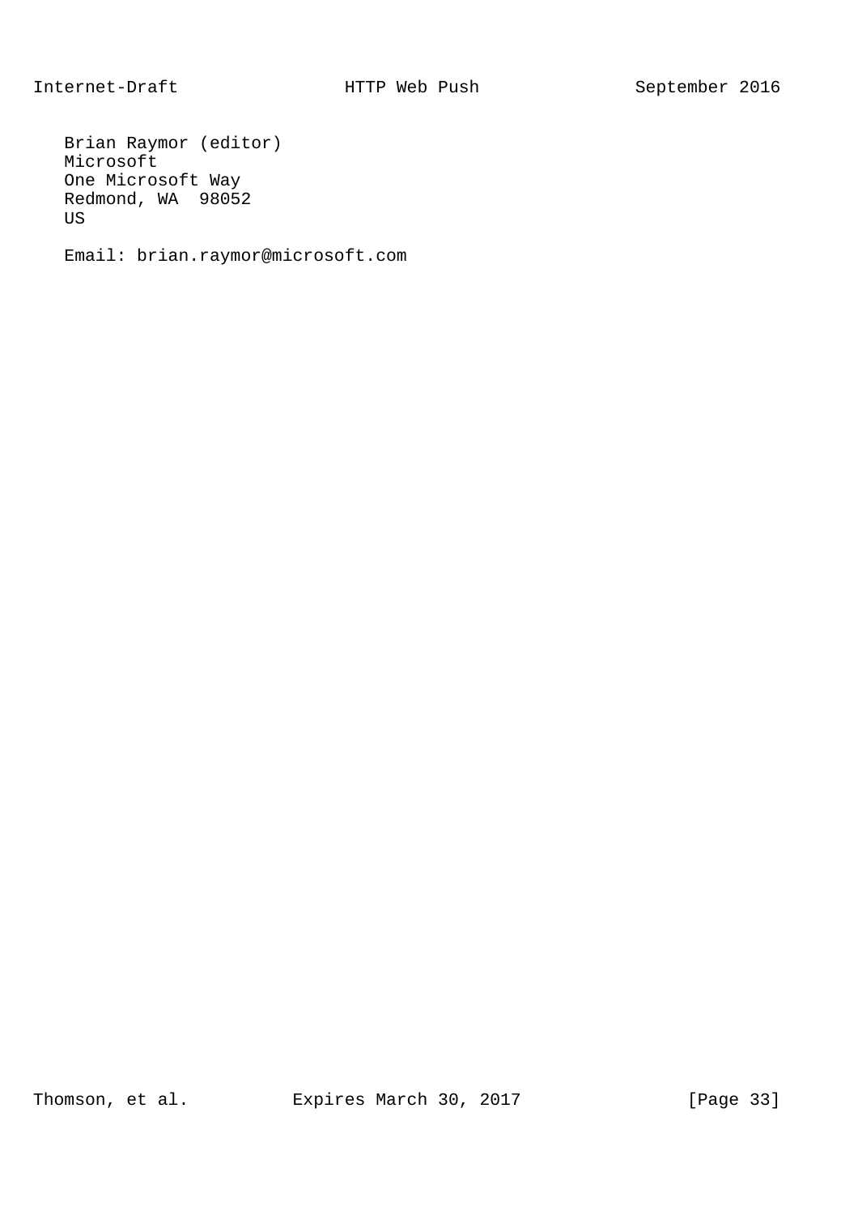Brian Raymor (editor)
Microsoft
One Microsoft Way
Redmond, WA  98052
US

Email: brian.raymor@microsoft.com